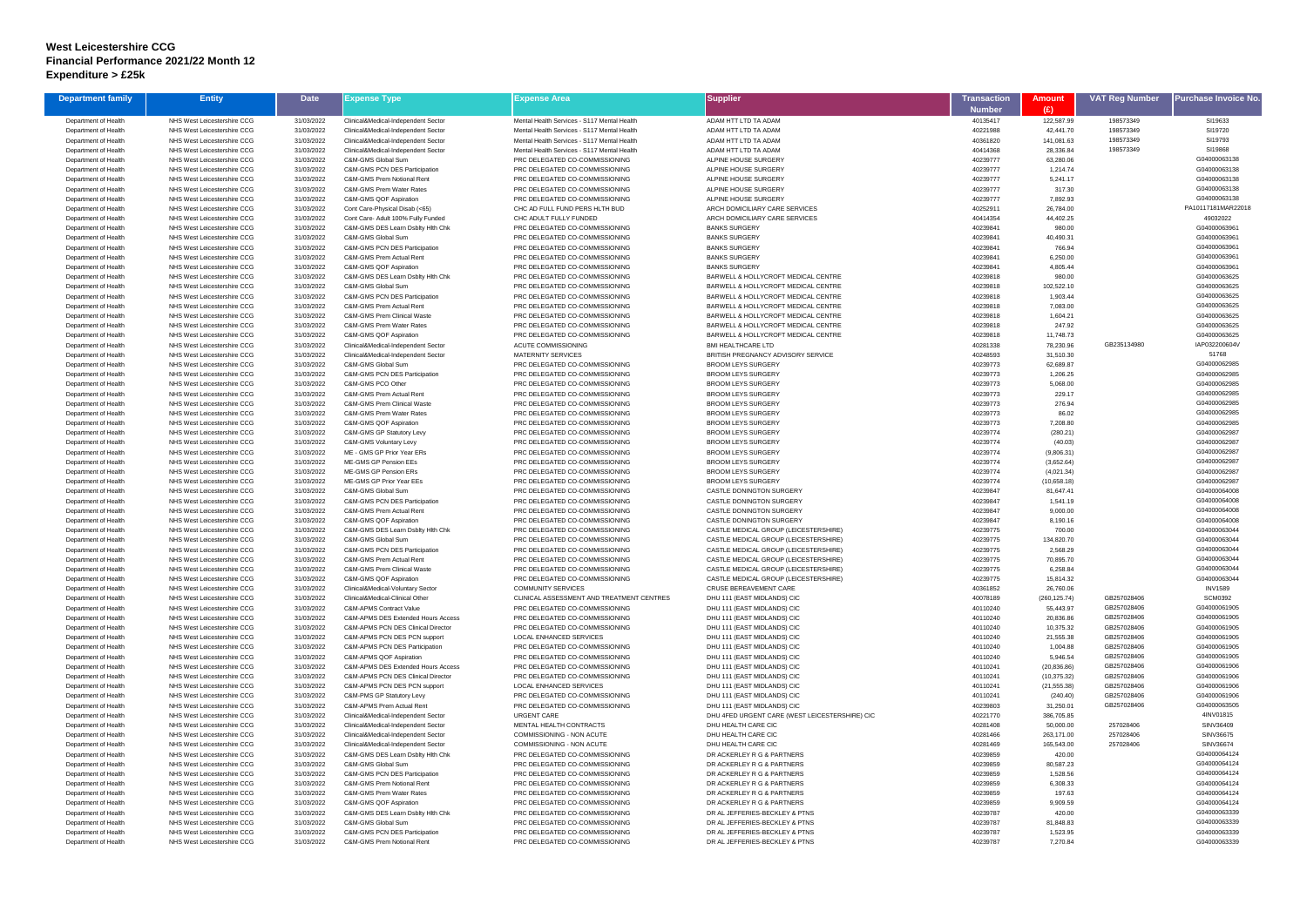# West Leicestershire CCG
## Financial Performance 2021/22 Month 12
## Expenditure > £25k

| Department family | Entity | Date | Expense Type | Expense Area | Supplier | Transaction Number | Amount (£) | VAT Reg Number | Purchase Invoice No. |
|---|---|---|---|---|---|---|---|---|---|
| Department of Health | NHS West Leicestershire CCG | 31/03/2022 | Clinical&Medical-Independent Sector | Mental Health Services - S117 Mental Health | ADAM HTT LTD TA ADAM | 40135417 | 122,587.99 | 198573349 | SI19633 |
| Department of Health | NHS West Leicestershire CCG | 31/03/2022 | Clinical&Medical-Independent Sector | Mental Health Services - S117 Mental Health | ADAM HTT LTD TA ADAM | 40221988 | 42,441.70 | 198573349 | SI19720 |
| Department of Health | NHS West Leicestershire CCG | 31/03/2022 | Clinical&Medical-Independent Sector | Mental Health Services - S117 Mental Health | ADAM HTT LTD TA ADAM | 40361820 | 141,081.63 | 198573349 | SI19793 |
| Department of Health | NHS West Leicestershire CCG | 31/03/2022 | Clinical&Medical-Independent Sector | Mental Health Services - S117 Mental Health | ADAM HTT LTD TA ADAM | 40414368 | 28,336.84 | 198573349 | SI19868 |
| Department of Health | NHS West Leicestershire CCG | 31/03/2022 | C&M-GMS Global Sum | PRC DELEGATED CO-COMMISSIONING | ALPINE HOUSE SURGERY | 40239777 | 63,280.06 | | G04000063138 |
| Department of Health | NHS West Leicestershire CCG | 31/03/2022 | C&M-GMS PCN DES Participation | PRC DELEGATED CO-COMMISSIONING | ALPINE HOUSE SURGERY | 40239777 | 1,214.74 | | G04000063138 |
| Department of Health | NHS West Leicestershire CCG | 31/03/2022 | C&M-GMS Prem Notional Rent | PRC DELEGATED CO-COMMISSIONING | ALPINE HOUSE SURGERY | 40239777 | 5,241.17 | | G04000063138 |
| Department of Health | NHS West Leicestershire CCG | 31/03/2022 | C&M-GMS Prem Water Rates | PRC DELEGATED CO-COMMISSIONING | ALPINE HOUSE SURGERY | 40239777 | 317.30 | | G04000063138 |
| Department of Health | NHS West Leicestershire CCG | 31/03/2022 | C&M-GMS QOF Aspiration | PRC DELEGATED CO-COMMISSIONING | ALPINE HOUSE SURGERY | 40239777 | 7,892.93 | | G04000063138 |
| Department of Health | NHS West Leicestershire CCG | 31/03/2022 | Cont Care-Physical Disab (<65) | CHC AD FULL FUND PERS HLTH BUD | ARCH DOMICILIARY CARE SERVICES | 40252911 | 26,784.00 | | PA10117181MAR22018 |
| Department of Health | NHS West Leicestershire CCG | 31/03/2022 | Cont Care- Adult 100% Fully Funded | CHC ADULT FULLY FUNDED | ARCH DOMICILIARY CARE SERVICES | 40414354 | 44,402.25 | | 49032022 |
| Department of Health | NHS West Leicestershire CCG | 31/03/2022 | C&M-GMS DES Learn Dsblty Hlth Chk | PRC DELEGATED CO-COMMISSIONING | BANKS SURGERY | 40239841 | 980.00 | | G04000063961 |
| Department of Health | NHS West Leicestershire CCG | 31/03/2022 | C&M-GMS Global Sum | PRC DELEGATED CO-COMMISSIONING | BANKS SURGERY | 40239841 | 40,490.31 | | G04000063961 |
| Department of Health | NHS West Leicestershire CCG | 31/03/2022 | C&M-GMS PCN DES Participation | PRC DELEGATED CO-COMMISSIONING | BANKS SURGERY | 40239841 | 766.94 | | G04000063961 |
| Department of Health | NHS West Leicestershire CCG | 31/03/2022 | C&M-GMS Prem Actual Rent | PRC DELEGATED CO-COMMISSIONING | BANKS SURGERY | 40239841 | 6,250.00 | | G04000063961 |
| Department of Health | NHS West Leicestershire CCG | 31/03/2022 | C&M-GMS QOF Aspiration | PRC DELEGATED CO-COMMISSIONING | BANKS SURGERY | 40239841 | 4,805.44 | | G04000063961 |
| Department of Health | NHS West Leicestershire CCG | 31/03/2022 | C&M-GMS DES Learn Dsblty Hlth Chk | PRC DELEGATED CO-COMMISSIONING | BARWELL & HOLLYCROFT MEDICAL CENTRE | 40239818 | 980.00 | | G04000063625 |
| Department of Health | NHS West Leicestershire CCG | 31/03/2022 | C&M-GMS Global Sum | PRC DELEGATED CO-COMMISSIONING | BARWELL & HOLLYCROFT MEDICAL CENTRE | 40239818 | 102,522.10 | | G04000063625 |
| Department of Health | NHS West Leicestershire CCG | 31/03/2022 | C&M-GMS PCN DES Participation | PRC DELEGATED CO-COMMISSIONING | BARWELL & HOLLYCROFT MEDICAL CENTRE | 40239818 | 1,903.44 | | G04000063625 |
| Department of Health | NHS West Leicestershire CCG | 31/03/2022 | C&M-GMS Prem Actual Rent | PRC DELEGATED CO-COMMISSIONING | BARWELL & HOLLYCROFT MEDICAL CENTRE | 40239818 | 7,083.00 | | G04000063625 |
| Department of Health | NHS West Leicestershire CCG | 31/03/2022 | C&M-GMS Prem Clinical Waste | PRC DELEGATED CO-COMMISSIONING | BARWELL & HOLLYCROFT MEDICAL CENTRE | 40239818 | 1,604.21 | | G04000063625 |
| Department of Health | NHS West Leicestershire CCG | 31/03/2022 | C&M-GMS Prem Water Rates | PRC DELEGATED CO-COMMISSIONING | BARWELL & HOLLYCROFT MEDICAL CENTRE | 40239818 | 247.92 | | G04000063625 |
| Department of Health | NHS West Leicestershire CCG | 31/03/2022 | C&M-GMS QOF Aspiration | PRC DELEGATED CO-COMMISSIONING | BARWELL & HOLLYCROFT MEDICAL CENTRE | 40239818 | 11,748.73 | | G04000063625 |
| Department of Health | NHS West Leicestershire CCG | 31/03/2022 | Clinical&Medical-Independent Sector | ACUTE COMMISSIONING | BMI HEALTHCARE LTD | 40281338 | 78,230.96 | GB235134980 | IAP032200604V |
| Department of Health | NHS West Leicestershire CCG | 31/03/2022 | Clinical&Medical-Independent Sector | MATERNITY SERVICES | BRITISH PREGNANCY ADVISORY SERVICE | 40248593 | 31,510.30 | | 51768 |
| Department of Health | NHS West Leicestershire CCG | 31/03/2022 | C&M-GMS Global Sum | PRC DELEGATED CO-COMMISSIONING | BROOM LEYS SURGERY | 40239773 | 62,689.87 | | G04000062985 |
| Department of Health | NHS West Leicestershire CCG | 31/03/2022 | C&M-GMS PCN DES Participation | PRC DELEGATED CO-COMMISSIONING | BROOM LEYS SURGERY | 40239773 | 1,206.25 | | G04000062985 |
| Department of Health | NHS West Leicestershire CCG | 31/03/2022 | C&M-GMS PCO Other | PRC DELEGATED CO-COMMISSIONING | BROOM LEYS SURGERY | 40239773 | 5,068.00 | | G04000062985 |
| Department of Health | NHS West Leicestershire CCG | 31/03/2022 | C&M-GMS Prem Actual Rent | PRC DELEGATED CO-COMMISSIONING | BROOM LEYS SURGERY | 40239773 | 229.17 | | G04000062985 |
| Department of Health | NHS West Leicestershire CCG | 31/03/2022 | C&M-GMS Prem Clinical Waste | PRC DELEGATED CO-COMMISSIONING | BROOM LEYS SURGERY | 40239773 | 276.94 | | G04000062985 |
| Department of Health | NHS West Leicestershire CCG | 31/03/2022 | C&M-GMS Prem Water Rates | PRC DELEGATED CO-COMMISSIONING | BROOM LEYS SURGERY | 40239773 | 86.02 | | G04000062985 |
| Department of Health | NHS West Leicestershire CCG | 31/03/2022 | C&M-GMS QOF Aspiration | PRC DELEGATED CO-COMMISSIONING | BROOM LEYS SURGERY | 40239773 | 7,208.80 | | G04000062985 |
| Department of Health | NHS West Leicestershire CCG | 31/03/2022 | C&M-GMS GP Statutory Levy | PRC DELEGATED CO-COMMISSIONING | BROOM LEYS SURGERY | 40239774 | (280.21) | | G04000062987 |
| Department of Health | NHS West Leicestershire CCG | 31/03/2022 | C&M-GMS Voluntary Levy | PRC DELEGATED CO-COMMISSIONING | BROOM LEYS SURGERY | 40239774 | (40.03) | | G04000062987 |
| Department of Health | NHS West Leicestershire CCG | 31/03/2022 | ME - GMS GP Prior Year ERs | PRC DELEGATED CO-COMMISSIONING | BROOM LEYS SURGERY | 40239774 | (9,806.31) | | G04000062987 |
| Department of Health | NHS West Leicestershire CCG | 31/03/2022 | ME-GMS GP Pension EEs | PRC DELEGATED CO-COMMISSIONING | BROOM LEYS SURGERY | 40239774 | (3,652.64) | | G04000062987 |
| Department of Health | NHS West Leicestershire CCG | 31/03/2022 | ME-GMS GP Pension ERs | PRC DELEGATED CO-COMMISSIONING | BROOM LEYS SURGERY | 40239774 | (4,021.34) | | G04000062987 |
| Department of Health | NHS West Leicestershire CCG | 31/03/2022 | ME-GMS GP Prior Year EEs | PRC DELEGATED CO-COMMISSIONING | BROOM LEYS SURGERY | 40239774 | (10,658.18) | | G04000062987 |
| Department of Health | NHS West Leicestershire CCG | 31/03/2022 | C&M-GMS Global Sum | PRC DELEGATED CO-COMMISSIONING | CASTLE DONINGTON SURGERY | 40239847 | 81,647.41 | | G04000064008 |
| Department of Health | NHS West Leicestershire CCG | 31/03/2022 | C&M-GMS PCN DES Participation | PRC DELEGATED CO-COMMISSIONING | CASTLE DONINGTON SURGERY | 40239847 | 1,541.19 | | G04000064008 |
| Department of Health | NHS West Leicestershire CCG | 31/03/2022 | C&M-GMS Prem Actual Rent | PRC DELEGATED CO-COMMISSIONING | CASTLE DONINGTON SURGERY | 40239847 | 9,000.00 | | G04000064008 |
| Department of Health | NHS West Leicestershire CCG | 31/03/2022 | C&M-GMS QOF Aspiration | PRC DELEGATED CO-COMMISSIONING | CASTLE DONINGTON SURGERY | 40239847 | 8,190.16 | | G04000064008 |
| Department of Health | NHS West Leicestershire CCG | 31/03/2022 | C&M-GMS DES Learn Dsblty Hlth Chk | PRC DELEGATED CO-COMMISSIONING | CASTLE MEDICAL GROUP (LEICESTERSHIRE) | 40239775 | 700.00 | | G04000063044 |
| Department of Health | NHS West Leicestershire CCG | 31/03/2022 | C&M-GMS Global Sum | PRC DELEGATED CO-COMMISSIONING | CASTLE MEDICAL GROUP (LEICESTERSHIRE) | 40239775 | 134,820.70 | | G04000063044 |
| Department of Health | NHS West Leicestershire CCG | 31/03/2022 | C&M-GMS PCN DES Participation | PRC DELEGATED CO-COMMISSIONING | CASTLE MEDICAL GROUP (LEICESTERSHIRE) | 40239775 | 2,568.29 | | G04000063044 |
| Department of Health | NHS West Leicestershire CCG | 31/03/2022 | C&M-GMS Prem Actual Rent | PRC DELEGATED CO-COMMISSIONING | CASTLE MEDICAL GROUP (LEICESTERSHIRE) | 40239775 | 70,895.70 | | G04000063044 |
| Department of Health | NHS West Leicestershire CCG | 31/03/2022 | C&M-GMS Prem Clinical Waste | PRC DELEGATED CO-COMMISSIONING | CASTLE MEDICAL GROUP (LEICESTERSHIRE) | 40239775 | 6,258.84 | | G04000063044 |
| Department of Health | NHS West Leicestershire CCG | 31/03/2022 | C&M-GMS QOF Aspiration | PRC DELEGATED CO-COMMISSIONING | CASTLE MEDICAL GROUP (LEICESTERSHIRE) | 40239775 | 15,814.32 | | G04000063044 |
| Department of Health | NHS West Leicestershire CCG | 31/03/2022 | Clinical&Medical-Voluntary Sector | COMMUNITY SERVICES | CRUSE BEREAVEMENT CARE | 40361852 | 26,760.06 | | INV1589 |
| Department of Health | NHS West Leicestershire CCG | 31/03/2022 | Clinical&Medical-Clinical Other | CLINICAL ASSESSMENT AND TREATMENT CENTRES | DHU 111 (EAST MIDLANDS) CIC | 40078189 | (260,125.74) | GB257028406 | SCM0392 |
| Department of Health | NHS West Leicestershire CCG | 31/03/2022 | C&M-APMS Contract Value | PRC DELEGATED CO-COMMISSIONING | DHU 111 (EAST MIDLANDS) CIC | 40110240 | 55,443.97 | GB257028406 | G04000061905 |
| Department of Health | NHS West Leicestershire CCG | 31/03/2022 | C&M-APMS DES Extended Hours Access | PRC DELEGATED CO-COMMISSIONING | DHU 111 (EAST MIDLANDS) CIC | 40110240 | 20,836.86 | GB257028406 | G04000061905 |
| Department of Health | NHS West Leicestershire CCG | 31/03/2022 | C&M-APMS PCN DES Clinical Director | PRC DELEGATED CO-COMMISSIONING | DHU 111 (EAST MIDLANDS) CIC | 40110240 | 10,375.32 | GB257028406 | G04000061905 |
| Department of Health | NHS West Leicestershire CCG | 31/03/2022 | C&M-APMS PCN DES PCN support | LOCAL ENHANCED SERVICES | DHU 111 (EAST MIDLANDS) CIC | 40110240 | 21,555.38 | GB257028406 | G04000061905 |
| Department of Health | NHS West Leicestershire CCG | 31/03/2022 | C&M-APMS PCN DES Participation | PRC DELEGATED CO-COMMISSIONING | DHU 111 (EAST MIDLANDS) CIC | 40110240 | 1,004.88 | GB257028406 | G04000061905 |
| Department of Health | NHS West Leicestershire CCG | 31/03/2022 | C&M-APMS QOF Aspiration | PRC DELEGATED CO-COMMISSIONING | DHU 111 (EAST MIDLANDS) CIC | 40110240 | 5,946.54 | GB257028406 | G04000061905 |
| Department of Health | NHS West Leicestershire CCG | 31/03/2022 | C&M-APMS DES Extended Hours Access | PRC DELEGATED CO-COMMISSIONING | DHU 111 (EAST MIDLANDS) CIC | 40110241 | (20,836.86) | GB257028406 | G04000061906 |
| Department of Health | NHS West Leicestershire CCG | 31/03/2022 | C&M-APMS PCN DES Clinical Director | PRC DELEGATED CO-COMMISSIONING | DHU 111 (EAST MIDLANDS) CIC | 40110241 | (10,375.32) | GB257028406 | G04000061906 |
| Department of Health | NHS West Leicestershire CCG | 31/03/2022 | C&M-APMS PCN DES PCN support | LOCAL ENHANCED SERVICES | DHU 111 (EAST MIDLANDS) CIC | 40110241 | (21,555.38) | GB257028406 | G04000061906 |
| Department of Health | NHS West Leicestershire CCG | 31/03/2022 | C&M-PMS GP Statutory Levy | PRC DELEGATED CO-COMMISSIONING | DHU 111 (EAST MIDLANDS) CIC | 40110241 | (240.40) | GB257028406 | G04000061906 |
| Department of Health | NHS West Leicestershire CCG | 31/03/2022 | C&M-APMS Prem Actual Rent | PRC DELEGATED CO-COMMISSIONING | DHU 111 (EAST MIDLANDS) CIC | 40239803 | 31,250.01 | GB257028406 | G04000063505 |
| Department of Health | NHS West Leicestershire CCG | 31/03/2022 | Clinical&Medical-Independent Sector | URGENT CARE | DHU 4FED URGENT CARE (WEST LEICESTERSHIRE) CIC | 40221770 | 386,705.85 | | 4INV01815 |
| Department of Health | NHS West Leicestershire CCG | 31/03/2022 | Clinical&Medical-Independent Sector | MENTAL HEALTH CONTRACTS | DHU HEALTH CARE CIC | 40281408 | 50,000.00 | 257028406 | SINV36409 |
| Department of Health | NHS West Leicestershire CCG | 31/03/2022 | Clinical&Medical-Independent Sector | COMMISSIONING - NON ACUTE | DHU HEALTH CARE CIC | 40281466 | 263,171.00 | 257028406 | SINV36675 |
| Department of Health | NHS West Leicestershire CCG | 31/03/2022 | Clinical&Medical-Independent Sector | COMMISSIONING - NON ACUTE | DHU HEALTH CARE CIC | 40281469 | 165,543.00 | 257028406 | SINV36674 |
| Department of Health | NHS West Leicestershire CCG | 31/03/2022 | C&M-GMS DES Learn Dsblty Hlth Chk | PRC DELEGATED CO-COMMISSIONING | DR ACKERLEY R G & PARTNERS | 40239859 | 420.00 | | G04000064124 |
| Department of Health | NHS West Leicestershire CCG | 31/03/2022 | C&M-GMS Global Sum | PRC DELEGATED CO-COMMISSIONING | DR ACKERLEY R G & PARTNERS | 40239859 | 80,587.23 | | G04000064124 |
| Department of Health | NHS West Leicestershire CCG | 31/03/2022 | C&M-GMS PCN DES Participation | PRC DELEGATED CO-COMMISSIONING | DR ACKERLEY R G & PARTNERS | 40239859 | 1,528.56 | | G04000064124 |
| Department of Health | NHS West Leicestershire CCG | 31/03/2022 | C&M-GMS Prem Notional Rent | PRC DELEGATED CO-COMMISSIONING | DR ACKERLEY R G & PARTNERS | 40239859 | 6,308.33 | | G04000064124 |
| Department of Health | NHS West Leicestershire CCG | 31/03/2022 | C&M-GMS Prem Water Rates | PRC DELEGATED CO-COMMISSIONING | DR ACKERLEY R G & PARTNERS | 40239859 | 197.63 | | G04000064124 |
| Department of Health | NHS West Leicestershire CCG | 31/03/2022 | C&M-GMS QOF Aspiration | PRC DELEGATED CO-COMMISSIONING | DR ACKERLEY R G & PARTNERS | 40239859 | 9,909.59 | | G04000064124 |
| Department of Health | NHS West Leicestershire CCG | 31/03/2022 | C&M-GMS DES Learn Dsblty Hlth Chk | PRC DELEGATED CO-COMMISSIONING | DR AL JEFFERIES-BECKLEY & PTNS | 40239787 | 420.00 | | G04000063339 |
| Department of Health | NHS West Leicestershire CCG | 31/03/2022 | C&M-GMS Global Sum | PRC DELEGATED CO-COMMISSIONING | DR AL JEFFERIES-BECKLEY & PTNS | 40239787 | 81,848.83 | | G04000063339 |
| Department of Health | NHS West Leicestershire CCG | 31/03/2022 | C&M-GMS PCN DES Participation | PRC DELEGATED CO-COMMISSIONING | DR AL JEFFERIES-BECKLEY & PTNS | 40239787 | 1,523.95 | | G04000063339 |
| Department of Health | NHS West Leicestershire CCG | 31/03/2022 | C&M-GMS Prem Notional Rent | PRC DELEGATED CO-COMMISSIONING | DR AL JEFFERIES-BECKLEY & PTNS | 40239787 | 7,270.84 | | G04000063339 |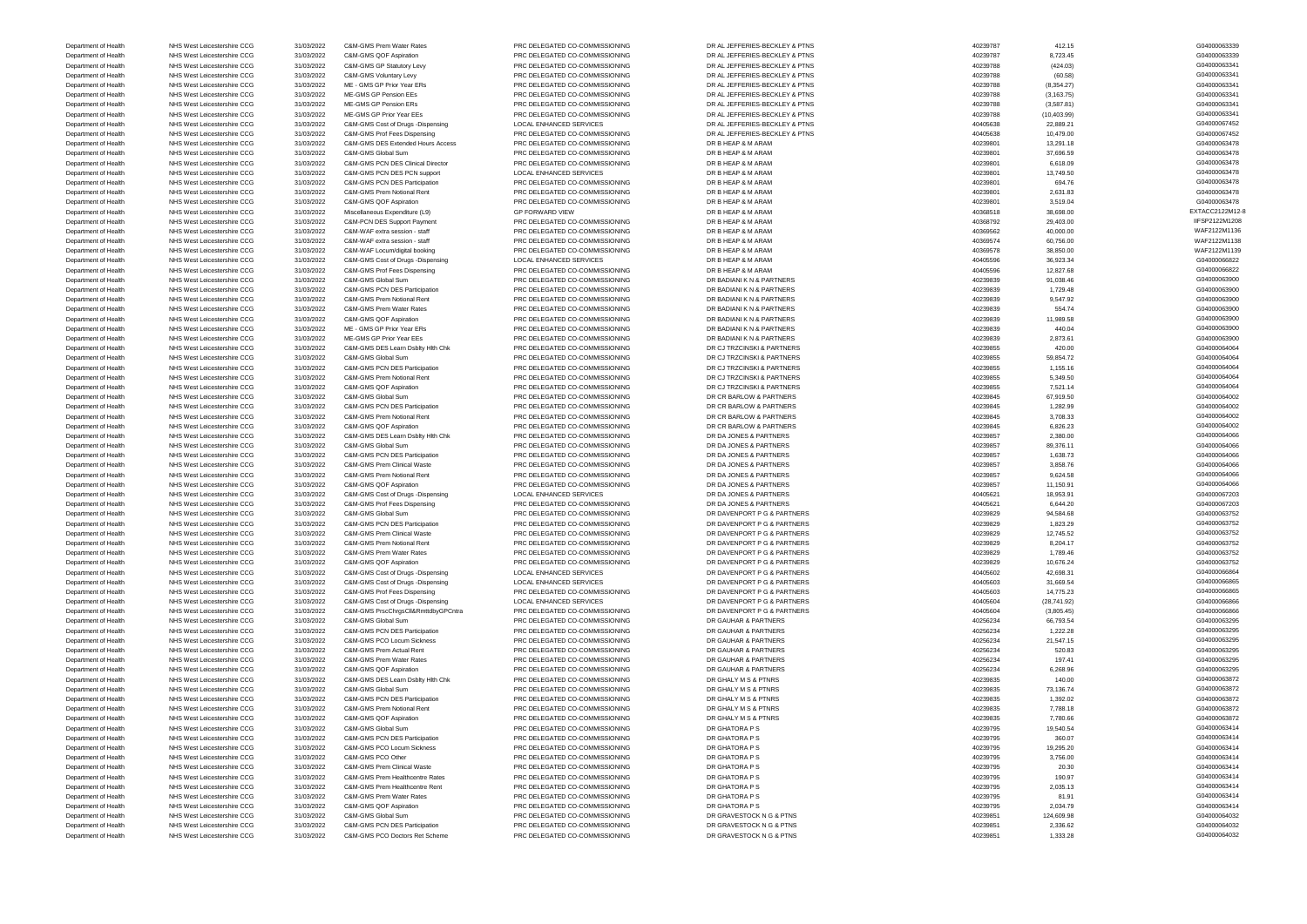| | | | | | | | | |
|---|---|---|---|---|---|---|---|---|
| Department of Health | NHS West Leicestershire CCG | 31/03/2022 | C&M-GMS Prem Water Rates | PRC DELEGATED CO-COMMISSIONING | DR AL JEFFERIES-BECKLEY & PTNS | 40239787 | 412.15 | G04000063339 |
| Department of Health | NHS West Leicestershire CCG | 31/03/2022 | C&M-GMS QOF Aspiration | PRC DELEGATED CO-COMMISSIONING | DR AL JEFFERIES-BECKLEY & PTNS | 40239787 | 8,723.45 | G04000063339 |
| Department of Health | NHS West Leicestershire CCG | 31/03/2022 | C&M-GMS GP Statutory Levy | PRC DELEGATED CO-COMMISSIONING | DR AL JEFFERIES-BECKLEY & PTNS | 40239788 | (424.03) | G04000063341 |
| Department of Health | NHS West Leicestershire CCG | 31/03/2022 | C&M-GMS Voluntary Levy | PRC DELEGATED CO-COMMISSIONING | DR AL JEFFERIES-BECKLEY & PTNS | 40239788 | (60.58) | G04000063341 |
| Department of Health | NHS West Leicestershire CCG | 31/03/2022 | ME - GMS GP Prior Year ERs | PRC DELEGATED CO-COMMISSIONING | DR AL JEFFERIES-BECKLEY & PTNS | 40239788 | (8,354.27) | G04000063341 |
| Department of Health | NHS West Leicestershire CCG | 31/03/2022 | ME-GMS GP Pension EEs | PRC DELEGATED CO-COMMISSIONING | DR AL JEFFERIES-BECKLEY & PTNS | 40239788 | (3,163.75) | G04000063341 |
| Department of Health | NHS West Leicestershire CCG | 31/03/2022 | ME-GMS GP Pension ERs | PRC DELEGATED CO-COMMISSIONING | DR AL JEFFERIES-BECKLEY & PTNS | 40239788 | (3,587.81) | G04000063341 |
| Department of Health | NHS West Leicestershire CCG | 31/03/2022 | ME-GMS GP Prior Year EEs | PRC DELEGATED CO-COMMISSIONING | DR AL JEFFERIES-BECKLEY & PTNS | 40239788 | (10,403.99) | G04000063341 |
| Department of Health | NHS West Leicestershire CCG | 31/03/2022 | C&M-GMS Cost of Drugs -Dispensing | LOCAL ENHANCED SERVICES | DR AL JEFFERIES-BECKLEY & PTNS | 40405638 | 22,889.21 | G04000067452 |
| Department of Health | NHS West Leicestershire CCG | 31/03/2022 | C&M-GMS Prof Fees Dispensing | PRC DELEGATED CO-COMMISSIONING | DR AL JEFFERIES-BECKLEY & PTNS | 40405638 | 10,479.00 | G04000067452 |
| Department of Health | NHS West Leicestershire CCG | 31/03/2022 | C&M-GMS DES Extended Hours Access | PRC DELEGATED CO-COMMISSIONING | DR B HEAP & M ARAM | 40239801 | 13,291.18 | G04000063478 |
| Department of Health | NHS West Leicestershire CCG | 31/03/2022 | C&M-GMS Global Sum | PRC DELEGATED CO-COMMISSIONING | DR B HEAP & M ARAM | 40239801 | 37,696.59 | G04000063478 |
| Department of Health | NHS West Leicestershire CCG | 31/03/2022 | C&M-GMS PCN DES Clinical Director | PRC DELEGATED CO-COMMISSIONING | DR B HEAP & M ARAM | 40239801 | 6,618.09 | G04000063478 |
| Department of Health | NHS West Leicestershire CCG | 31/03/2022 | C&M-GMS PCN DES PCN support | LOCAL ENHANCED SERVICES | DR B HEAP & M ARAM | 40239801 | 13,749.50 | G04000063478 |
| Department of Health | NHS West Leicestershire CCG | 31/03/2022 | C&M-GMS PCN DES Participation | PRC DELEGATED CO-COMMISSIONING | DR B HEAP & M ARAM | 40239801 | 694.76 | G04000063478 |
| Department of Health | NHS West Leicestershire CCG | 31/03/2022 | C&M-GMS Prem Notional Rent | PRC DELEGATED CO-COMMISSIONING | DR B HEAP & M ARAM | 40239801 | 2,631.83 | G04000063478 |
| Department of Health | NHS West Leicestershire CCG | 31/03/2022 | C&M-GMS QOF Aspiration | PRC DELEGATED CO-COMMISSIONING | DR B HEAP & M ARAM | 40239801 | 3,519.04 | G04000063478 |
| Department of Health | NHS West Leicestershire CCG | 31/03/2022 | Miscellaneous Expenditure (L9) | GP FORWARD VIEW | DR B HEAP & M ARAM | 40368518 | 38,698.00 | EXTACC2122M12-8 |
| Department of Health | NHS West Leicestershire CCG | 31/03/2022 | C&M-PCN DES Support Payment | PRC DELEGATED CO-COMMISSIONING | DR B HEAP & M ARAM | 40368792 | 29,403.00 | IIFSP2122M1208 |
| Department of Health | NHS West Leicestershire CCG | 31/03/2022 | C&M-WAF extra session - staff | PRC DELEGATED CO-COMMISSIONING | DR B HEAP & M ARAM | 40369562 | 40,000.00 | WAF2122M1136 |
| Department of Health | NHS West Leicestershire CCG | 31/03/2022 | C&M-WAF extra session - staff | PRC DELEGATED CO-COMMISSIONING | DR B HEAP & M ARAM | 40369574 | 60,756.00 | WAF2122M1138 |
| Department of Health | NHS West Leicestershire CCG | 31/03/2022 | C&M-WAF Locum/digital booking | PRC DELEGATED CO-COMMISSIONING | DR B HEAP & M ARAM | 40369578 | 38,850.00 | WAF2122M1139 |
| Department of Health | NHS West Leicestershire CCG | 31/03/2022 | C&M-GMS Cost of Drugs -Dispensing | LOCAL ENHANCED SERVICES | DR B HEAP & M ARAM | 40405596 | 36,923.34 | G04000066822 |
| Department of Health | NHS West Leicestershire CCG | 31/03/2022 | C&M-GMS Prof Fees Dispensing | PRC DELEGATED CO-COMMISSIONING | DR B HEAP & M ARAM | 40405596 | 12,827.68 | G04000066822 |
| Department of Health | NHS West Leicestershire CCG | 31/03/2022 | C&M-GMS Global Sum | PRC DELEGATED CO-COMMISSIONING | DR BADIANI K N & PARTNERS | 40239839 | 91,038.46 | G04000063900 |
| Department of Health | NHS West Leicestershire CCG | 31/03/2022 | C&M-GMS PCN DES Participation | PRC DELEGATED CO-COMMISSIONING | DR BADIANI K N & PARTNERS | 40239839 | 1,729.48 | G04000063900 |
| Department of Health | NHS West Leicestershire CCG | 31/03/2022 | C&M-GMS Prem Notional Rent | PRC DELEGATED CO-COMMISSIONING | DR BADIANI K N & PARTNERS | 40239839 | 9,547.92 | G04000063900 |
| Department of Health | NHS West Leicestershire CCG | 31/03/2022 | C&M-GMS Prem Water Rates | PRC DELEGATED CO-COMMISSIONING | DR BADIANI K N & PARTNERS | 40239839 | 554.74 | G04000063900 |
| Department of Health | NHS West Leicestershire CCG | 31/03/2022 | C&M-GMS QOF Aspiration | PRC DELEGATED CO-COMMISSIONING | DR BADIANI K N & PARTNERS | 40239839 | 11,989.58 | G04000063900 |
| Department of Health | NHS West Leicestershire CCG | 31/03/2022 | ME - GMS GP Prior Year ERs | PRC DELEGATED CO-COMMISSIONING | DR BADIANI K N & PARTNERS | 40239839 | 440.04 | G04000063900 |
| Department of Health | NHS West Leicestershire CCG | 31/03/2022 | ME-GMS GP Prior Year EEs | PRC DELEGATED CO-COMMISSIONING | DR BADIANI K N & PARTNERS | 40239839 | 2,873.61 | G04000063900 |
| Department of Health | NHS West Leicestershire CCG | 31/03/2022 | C&M-GMS DES Learn Dsblty Hlth Chk | PRC DELEGATED CO-COMMISSIONING | DR CJ TRZCINSKI & PARTNERS | 40239855 | 420.00 | G04000064064 |
| Department of Health | NHS West Leicestershire CCG | 31/03/2022 | C&M-GMS Global Sum | PRC DELEGATED CO-COMMISSIONING | DR CJ TRZCINSKI & PARTNERS | 40239855 | 59,854.72 | G04000064064 |
| Department of Health | NHS West Leicestershire CCG | 31/03/2022 | C&M-GMS PCN DES Participation | PRC DELEGATED CO-COMMISSIONING | DR CJ TRZCINSKI & PARTNERS | 40239855 | 1,155.16 | G04000064064 |
| Department of Health | NHS West Leicestershire CCG | 31/03/2022 | C&M-GMS Prem Notional Rent | PRC DELEGATED CO-COMMISSIONING | DR CJ TRZCINSKI & PARTNERS | 40239855 | 5,349.50 | G04000064064 |
| Department of Health | NHS West Leicestershire CCG | 31/03/2022 | C&M-GMS QOF Aspiration | PRC DELEGATED CO-COMMISSIONING | DR CJ TRZCINSKI & PARTNERS | 40239855 | 7,521.14 | G04000064064 |
| Department of Health | NHS West Leicestershire CCG | 31/03/2022 | C&M-GMS Global Sum | PRC DELEGATED CO-COMMISSIONING | DR CR BARLOW & PARTNERS | 40239845 | 67,919.50 | G04000064002 |
| Department of Health | NHS West Leicestershire CCG | 31/03/2022 | C&M-GMS PCN DES Participation | PRC DELEGATED CO-COMMISSIONING | DR CR BARLOW & PARTNERS | 40239845 | 1,282.99 | G04000064002 |
| Department of Health | NHS West Leicestershire CCG | 31/03/2022 | C&M-GMS Prem Notional Rent | PRC DELEGATED CO-COMMISSIONING | DR CR BARLOW & PARTNERS | 40239845 | 3,708.33 | G04000064002 |
| Department of Health | NHS West Leicestershire CCG | 31/03/2022 | C&M-GMS QOF Aspiration | PRC DELEGATED CO-COMMISSIONING | DR CR BARLOW & PARTNERS | 40239845 | 6,826.23 | G04000064002 |
| Department of Health | NHS West Leicestershire CCG | 31/03/2022 | C&M-GMS DES Learn Dsblty Hlth Chk | PRC DELEGATED CO-COMMISSIONING | DR DA JONES & PARTNERS | 40239857 | 2,380.00 | G04000064066 |
| Department of Health | NHS West Leicestershire CCG | 31/03/2022 | C&M-GMS Global Sum | PRC DELEGATED CO-COMMISSIONING | DR DA JONES & PARTNERS | 40239857 | 89,376.11 | G04000064066 |
| Department of Health | NHS West Leicestershire CCG | 31/03/2022 | C&M-GMS PCN DES Participation | PRC DELEGATED CO-COMMISSIONING | DR DA JONES & PARTNERS | 40239857 | 1,638.73 | G04000064066 |
| Department of Health | NHS West Leicestershire CCG | 31/03/2022 | C&M-GMS Prem Clinical Waste | PRC DELEGATED CO-COMMISSIONING | DR DA JONES & PARTNERS | 40239857 | 3,858.76 | G04000064066 |
| Department of Health | NHS West Leicestershire CCG | 31/03/2022 | C&M-GMS Prem Notional Rent | PRC DELEGATED CO-COMMISSIONING | DR DA JONES & PARTNERS | 40239857 | 9,624.58 | G04000064066 |
| Department of Health | NHS West Leicestershire CCG | 31/03/2022 | C&M-GMS QOF Aspiration | PRC DELEGATED CO-COMMISSIONING | DR DA JONES & PARTNERS | 40239857 | 11,150.91 | G04000064066 |
| Department of Health | NHS West Leicestershire CCG | 31/03/2022 | C&M-GMS Cost of Drugs -Dispensing | LOCAL ENHANCED SERVICES | DR DA JONES & PARTNERS | 40405621 | 18,953.91 | G04000067203 |
| Department of Health | NHS West Leicestershire CCG | 31/03/2022 | C&M-GMS Prof Fees Dispensing | PRC DELEGATED CO-COMMISSIONING | DR DA JONES & PARTNERS | 40405621 | 6,644.20 | G04000067203 |
| Department of Health | NHS West Leicestershire CCG | 31/03/2022 | C&M-GMS Global Sum | PRC DELEGATED CO-COMMISSIONING | DR DAVENPORT P G & PARTNERS | 40239829 | 94,584.68 | G04000063752 |
| Department of Health | NHS West Leicestershire CCG | 31/03/2022 | C&M-GMS PCN DES Participation | PRC DELEGATED CO-COMMISSIONING | DR DAVENPORT P G & PARTNERS | 40239829 | 1,823.29 | G04000063752 |
| Department of Health | NHS West Leicestershire CCG | 31/03/2022 | C&M-GMS Prem Clinical Waste | PRC DELEGATED CO-COMMISSIONING | DR DAVENPORT P G & PARTNERS | 40239829 | 12,745.52 | G04000063752 |
| Department of Health | NHS West Leicestershire CCG | 31/03/2022 | C&M-GMS Prem Notional Rent | PRC DELEGATED CO-COMMISSIONING | DR DAVENPORT P G & PARTNERS | 40239829 | 8,204.17 | G04000063752 |
| Department of Health | NHS West Leicestershire CCG | 31/03/2022 | C&M-GMS Prem Water Rates | PRC DELEGATED CO-COMMISSIONING | DR DAVENPORT P G & PARTNERS | 40239829 | 1,789.46 | G04000063752 |
| Department of Health | NHS West Leicestershire CCG | 31/03/2022 | C&M-GMS QOF Aspiration | PRC DELEGATED CO-COMMISSIONING | DR DAVENPORT P G & PARTNERS | 40239829 | 10,676.24 | G04000063752 |
| Department of Health | NHS West Leicestershire CCG | 31/03/2022 | C&M-GMS Cost of Drugs -Dispensing | LOCAL ENHANCED SERVICES | DR DAVENPORT P G & PARTNERS | 40405602 | 42,698.31 | G04000066864 |
| Department of Health | NHS West Leicestershire CCG | 31/03/2022 | C&M-GMS Cost of Drugs -Dispensing | LOCAL ENHANCED SERVICES | DR DAVENPORT P G & PARTNERS | 40405603 | 31,669.54 | G04000066865 |
| Department of Health | NHS West Leicestershire CCG | 31/03/2022 | C&M-GMS Prof Fees Dispensing | PRC DELEGATED CO-COMMISSIONING | DR DAVENPORT P G & PARTNERS | 40405603 | 14,775.23 | G04000066865 |
| Department of Health | NHS West Leicestershire CCG | 31/03/2022 | C&M-GMS Cost of Drugs -Dispensing | LOCAL ENHANCED SERVICES | DR DAVENPORT P G & PARTNERS | 40405604 | (28,741.92) | G04000066866 |
| Department of Health | NHS West Leicestershire CCG | 31/03/2022 | C&M-GMS PrscChrgsCll&RmttdbyGPCntra | PRC DELEGATED CO-COMMISSIONING | DR DAVENPORT P G & PARTNERS | 40405604 | (3,805.45) | G04000066866 |
| Department of Health | NHS West Leicestershire CCG | 31/03/2022 | C&M-GMS Global Sum | PRC DELEGATED CO-COMMISSIONING | DR GAUHAR & PARTNERS | 40256234 | 66,793.54 | G04000063295 |
| Department of Health | NHS West Leicestershire CCG | 31/03/2022 | C&M-GMS PCN DES Participation | PRC DELEGATED CO-COMMISSIONING | DR GAUHAR & PARTNERS | 40256234 | 1,222.28 | G04000063295 |
| Department of Health | NHS West Leicestershire CCG | 31/03/2022 | C&M-GMS PCO Locum Sickness | PRC DELEGATED CO-COMMISSIONING | DR GAUHAR & PARTNERS | 40256234 | 21,547.15 | G04000063295 |
| Department of Health | NHS West Leicestershire CCG | 31/03/2022 | C&M-GMS Prem Actual Rent | PRC DELEGATED CO-COMMISSIONING | DR GAUHAR & PARTNERS | 40256234 | 520.83 | G04000063295 |
| Department of Health | NHS West Leicestershire CCG | 31/03/2022 | C&M-GMS Prem Water Rates | PRC DELEGATED CO-COMMISSIONING | DR GAUHAR & PARTNERS | 40256234 | 197.41 | G04000063295 |
| Department of Health | NHS West Leicestershire CCG | 31/03/2022 | C&M-GMS QOF Aspiration | PRC DELEGATED CO-COMMISSIONING | DR GAUHAR & PARTNERS | 40256234 | 6,268.96 | G04000063295 |
| Department of Health | NHS West Leicestershire CCG | 31/03/2022 | C&M-GMS DES Learn Dsblty Hlth Chk | PRC DELEGATED CO-COMMISSIONING | DR GHALY M S & PTNRS | 40239835 | 140.00 | G04000063872 |
| Department of Health | NHS West Leicestershire CCG | 31/03/2022 | C&M-GMS Global Sum | PRC DELEGATED CO-COMMISSIONING | DR GHALY M S & PTNRS | 40239835 | 73,136.74 | G04000063872 |
| Department of Health | NHS West Leicestershire CCG | 31/03/2022 | C&M-GMS PCN DES Participation | PRC DELEGATED CO-COMMISSIONING | DR GHALY M S & PTNRS | 40239835 | 1,392.02 | G04000063872 |
| Department of Health | NHS West Leicestershire CCG | 31/03/2022 | C&M-GMS Prem Notional Rent | PRC DELEGATED CO-COMMISSIONING | DR GHALY M S & PTNRS | 40239835 | 7,788.18 | G04000063872 |
| Department of Health | NHS West Leicestershire CCG | 31/03/2022 | C&M-GMS QOF Aspiration | PRC DELEGATED CO-COMMISSIONING | DR GHALY M S & PTNRS | 40239835 | 7,780.66 | G04000063872 |
| Department of Health | NHS West Leicestershire CCG | 31/03/2022 | C&M-GMS Global Sum | PRC DELEGATED CO-COMMISSIONING | DR GHATORA P S | 40239795 | 19,540.54 | G04000063414 |
| Department of Health | NHS West Leicestershire CCG | 31/03/2022 | C&M-GMS PCN DES Participation | PRC DELEGATED CO-COMMISSIONING | DR GHATORA P S | 40239795 | 360.07 | G04000063414 |
| Department of Health | NHS West Leicestershire CCG | 31/03/2022 | C&M-GMS PCO Locum Sickness | PRC DELEGATED CO-COMMISSIONING | DR GHATORA P S | 40239795 | 19,295.20 | G04000063414 |
| Department of Health | NHS West Leicestershire CCG | 31/03/2022 | C&M-GMS PCO Other | PRC DELEGATED CO-COMMISSIONING | DR GHATORA P S | 40239795 | 3,756.00 | G04000063414 |
| Department of Health | NHS West Leicestershire CCG | 31/03/2022 | C&M-GMS Prem Clinical Waste | PRC DELEGATED CO-COMMISSIONING | DR GHATORA P S | 40239795 | 20.30 | G04000063414 |
| Department of Health | NHS West Leicestershire CCG | 31/03/2022 | C&M-GMS Prem Healthcentre Rates | PRC DELEGATED CO-COMMISSIONING | DR GHATORA P S | 40239795 | 190.97 | G04000063414 |
| Department of Health | NHS West Leicestershire CCG | 31/03/2022 | C&M-GMS Prem Healthcentre Rent | PRC DELEGATED CO-COMMISSIONING | DR GHATORA P S | 40239795 | 2,035.13 | G04000063414 |
| Department of Health | NHS West Leicestershire CCG | 31/03/2022 | C&M-GMS Prem Water Rates | PRC DELEGATED CO-COMMISSIONING | DR GHATORA P S | 40239795 | 81.91 | G04000063414 |
| Department of Health | NHS West Leicestershire CCG | 31/03/2022 | C&M-GMS QOF Aspiration | PRC DELEGATED CO-COMMISSIONING | DR GHATORA P S | 40239795 | 2,034.79 | G04000063414 |
| Department of Health | NHS West Leicestershire CCG | 31/03/2022 | C&M-GMS Global Sum | PRC DELEGATED CO-COMMISSIONING | DR GRAVESTOCK N G & PTNS | 40239851 | 124,609.98 | G04000064032 |
| Department of Health | NHS West Leicestershire CCG | 31/03/2022 | C&M-GMS PCN DES Participation | PRC DELEGATED CO-COMMISSIONING | DR GRAVESTOCK N G & PTNS | 40239851 | 2,336.62 | G04000064032 |
| Department of Health | NHS West Leicestershire CCG | 31/03/2022 | C&M-GMS PCO Doctors Ret Scheme | PRC DELEGATED CO-COMMISSIONING | DR GRAVESTOCK N G & PTNS | 40239851 | 1,333.28 | G04000064032 |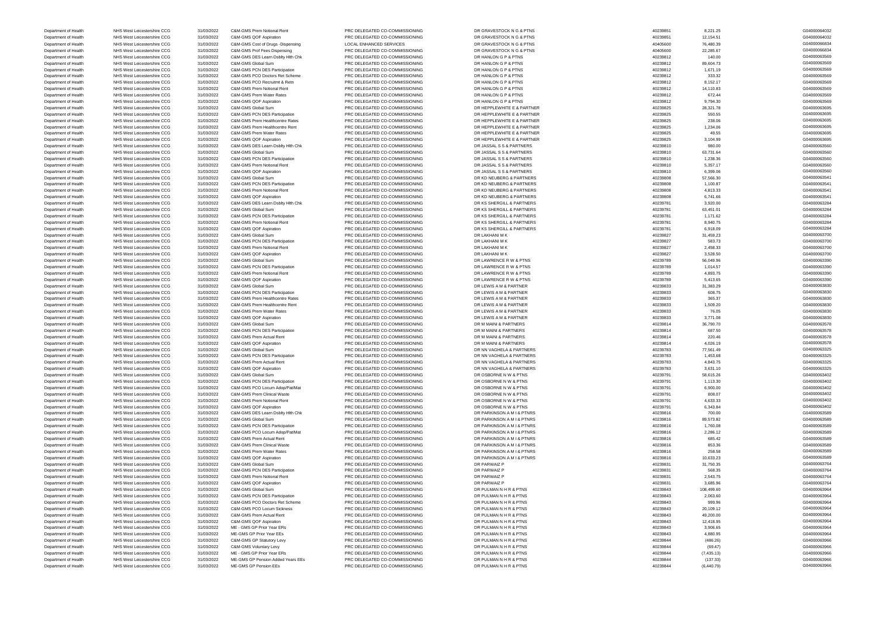| | | | | | | | | |
|---|---|---|---|---|---|---|---|---|
| Department of Health | NHS West Leicestershire CCG | 31/03/2022 | C&M-GMS Prem Notional Rent | PRC DELEGATED CO-COMMISSIONING | DR GRAVESTOCK N G & PTNS | 40239851 | 8,221.25 | G04000064032 |
| Department of Health | NHS West Leicestershire CCG | 31/03/2022 | C&M-GMS QOF Aspiration | PRC DELEGATED CO-COMMISSIONING | DR GRAVESTOCK N G & PTNS | 40239851 | 12,154.51 | G04000064032 |
| Department of Health | NHS West Leicestershire CCG | 31/03/2022 | C&M-GMS Cost of Drugs -Dispensing | LOCAL ENHANCED SERVICES | DR GRAVESTOCK N G & PTNS | 40405600 | 76,480.39 | G04000066834 |
| Department of Health | NHS West Leicestershire CCG | 31/03/2022 | C&M-GMS Prof Fees Dispensing | PRC DELEGATED CO-COMMISSIONING | DR GRAVESTOCK N G & PTNS | 40405600 | 22,285.67 | G04000066834 |
| Department of Health | NHS West Leicestershire CCG | 31/03/2022 | C&M-GMS DES Learn Dsblty Hlth Chk | PRC DELEGATED CO-COMMISSIONING | DR HANLON G P & PTNS | 40239812 | 140.00 | G04000063569 |
| Department of Health | NHS West Leicestershire CCG | 31/03/2022 | C&M-GMS Global Sum | PRC DELEGATED CO-COMMISSIONING | DR HANLON G P & PTNS | 40239812 | 89,604.73 | G04000063569 |
| Department of Health | NHS West Leicestershire CCG | 31/03/2022 | C&M-GMS PCN DES Participation | PRC DELEGATED CO-COMMISSIONING | DR HANLON G P & PTNS | 40239812 | 1,671.19 | G04000063569 |
| Department of Health | NHS West Leicestershire CCG | 31/03/2022 | C&M-GMS PCO Doctors Ret Scheme | PRC DELEGATED CO-COMMISSIONING | DR HANLON G P & PTNS | 40239812 | 333.32 | G04000063569 |
| Department of Health | NHS West Leicestershire CCG | 31/03/2022 | C&M-GMS PCO Recruitmt & Retn | PRC DELEGATED CO-COMMISSIONING | DR HANLON G P & PTNS | 40239812 | 8,152.17 | G04000063569 |
| Department of Health | NHS West Leicestershire CCG | 31/03/2022 | C&M-GMS Prem Notional Rent | PRC DELEGATED CO-COMMISSIONING | DR HANLON G P & PTNS | 40239812 | 14,110.83 | G04000063569 |
| Department of Health | NHS West Leicestershire CCG | 31/03/2022 | C&M-GMS Prem Water Rates | PRC DELEGATED CO-COMMISSIONING | DR HANLON G P & PTNS | 40239812 | 672.44 | G04000063569 |
| Department of Health | NHS West Leicestershire CCG | 31/03/2022 | C&M-GMS QOF Aspiration | PRC DELEGATED CO-COMMISSIONING | DR HANLON G P & PTNS | 40239812 | 9,794.30 | G04000063569 |
| Department of Health | NHS West Leicestershire CCG | 31/03/2022 | C&M-GMS Global Sum | PRC DELEGATED CO-COMMISSIONING | DR HEPPLEWHITE E & PARTNER | 40239825 | 28,321.78 | G04000063695 |
| Department of Health | NHS West Leicestershire CCG | 31/03/2022 | C&M-GMS PCN DES Participation | PRC DELEGATED CO-COMMISSIONING | DR HEPPLEWHITE E & PARTNER | 40239825 | 550.55 | G04000063695 |
| Department of Health | NHS West Leicestershire CCG | 31/03/2022 | C&M-GMS Prem Healthcentre Rates | PRC DELEGATED CO-COMMISSIONING | DR HEPPLEWHITE E & PARTNER | 40239825 | 238.06 | G04000063695 |
| Department of Health | NHS West Leicestershire CCG | 31/03/2022 | C&M-GMS Prem Healthcentre Rent | PRC DELEGATED CO-COMMISSIONING | DR HEPPLEWHITE E & PARTNER | 40239825 | 1,234.06 | G04000063695 |
| Department of Health | NHS West Leicestershire CCG | 31/03/2022 | C&M-GMS Prem Water Rates | PRC DELEGATED CO-COMMISSIONING | DR HEPPLEWHITE E & PARTNER | 40239825 | 49.55 | G04000063695 |
| Department of Health | NHS West Leicestershire CCG | 31/03/2022 | C&M-GMS QOF Aspiration | PRC DELEGATED CO-COMMISSIONING | DR HEPPLEWHITE E & PARTNER | 40239825 | 3,104.99 | G04000063695 |
| Department of Health | NHS West Leicestershire CCG | 31/03/2022 | C&M-GMS DES Learn Dsblty Hlth Chk | PRC DELEGATED CO-COMMISSIONING | DR JASSAL S S & PARTNERS | 40239810 | 980.00 | G04000063560 |
| Department of Health | NHS West Leicestershire CCG | 31/03/2022 | C&M-GMS Global Sum | PRC DELEGATED CO-COMMISSIONING | DR JASSAL S S & PARTNERS | 40239810 | 63,731.64 | G04000063560 |
| Department of Health | NHS West Leicestershire CCG | 31/03/2022 | C&M-GMS PCN DES Participation | PRC DELEGATED CO-COMMISSIONING | DR JASSAL S S & PARTNERS | 40239810 | 1,238.36 | G04000063560 |
| Department of Health | NHS West Leicestershire CCG | 31/03/2022 | C&M-GMS Prem Notional Rent | PRC DELEGATED CO-COMMISSIONING | DR JASSAL S S & PARTNERS | 40239810 | 5,357.17 | G04000063560 |
| Department of Health | NHS West Leicestershire CCG | 31/03/2022 | C&M-GMS QOF Aspiration | PRC DELEGATED CO-COMMISSIONING | DR JASSAL S S & PARTNERS | 40239810 | 6,399.06 | G04000063560 |
| Department of Health | NHS West Leicestershire CCG | 31/03/2022 | C&M-GMS Global Sum | PRC DELEGATED CO-COMMISSIONING | DR KD NEUBERG & PARTNERS | 40239808 | 57,566.30 | G04000063541 |
| Department of Health | NHS West Leicestershire CCG | 31/03/2022 | C&M-GMS PCN DES Participation | PRC DELEGATED CO-COMMISSIONING | DR KD NEUBERG & PARTNERS | 40239808 | 1,100.87 | G04000063541 |
| Department of Health | NHS West Leicestershire CCG | 31/03/2022 | C&M-GMS Prem Notional Rent | PRC DELEGATED CO-COMMISSIONING | DR KD NEUBERG & PARTNERS | 40239808 | 4,813.33 | G04000063541 |
| Department of Health | NHS West Leicestershire CCG | 31/03/2022 | C&M-GMS QOF Aspiration | PRC DELEGATED CO-COMMISSIONING | DR KD NEUBERG & PARTNERS | 40239808 | 6,741.66 | G04000063541 |
| Department of Health | NHS West Leicestershire CCG | 31/03/2022 | C&M-GMS DES Learn Dsblty Hlth Chk | PRC DELEGATED CO-COMMISSIONING | DR KS SHERGILL & PARTNERS | 40239781 | 3,920.00 | G04000063284 |
| Department of Health | NHS West Leicestershire CCG | 31/03/2022 | C&M-GMS Global Sum | PRC DELEGATED CO-COMMISSIONING | DR KS SHERGILL & PARTNERS | 40239781 | 63,451.01 | G04000063284 |
| Department of Health | NHS West Leicestershire CCG | 31/03/2022 | C&M-GMS PCN DES Participation | PRC DELEGATED CO-COMMISSIONING | DR KS SHERGILL & PARTNERS | 40239781 | 1,171.62 | G04000063284 |
| Department of Health | NHS West Leicestershire CCG | 31/03/2022 | C&M-GMS Prem Notional Rent | PRC DELEGATED CO-COMMISSIONING | DR KS SHERGILL & PARTNERS | 40239781 | 8,940.75 | G04000063284 |
| Department of Health | NHS West Leicestershire CCG | 31/03/2022 | C&M-GMS QOF Aspiration | PRC DELEGATED CO-COMMISSIONING | DR KS SHERGILL & PARTNERS | 40239781 | 6,918.09 | G04000063284 |
| Department of Health | NHS West Leicestershire CCG | 31/03/2022 | C&M-GMS Global Sum | PRC DELEGATED CO-COMMISSIONING | DR LAKHANI M K | 40239827 | 31,459.23 | G04000063700 |
| Department of Health | NHS West Leicestershire CCG | 31/03/2022 | C&M-GMS PCN DES Participation | PRC DELEGATED CO-COMMISSIONING | DR LAKHANI M K | 40239827 | 583.73 | G04000063700 |
| Department of Health | NHS West Leicestershire CCG | 31/03/2022 | C&M-GMS Prem Notional Rent | PRC DELEGATED CO-COMMISSIONING | DR LAKHANI M K | 40239827 | 2,458.33 | G04000063700 |
| Department of Health | NHS West Leicestershire CCG | 31/03/2022 | C&M-GMS QOF Aspiration | PRC DELEGATED CO-COMMISSIONING | DR LAKHANI M K | 40239827 | 3,528.50 | G04000063700 |
| Department of Health | NHS West Leicestershire CCG | 31/03/2022 | C&M-GMS Global Sum | PRC DELEGATED CO-COMMISSIONING | DR LAWRENCE R W & PTNS | 40239789 | 56,049.96 | G04000063390 |
| Department of Health | NHS West Leicestershire CCG | 31/03/2022 | C&M-GMS PCN DES Participation | PRC DELEGATED CO-COMMISSIONING | DR LAWRENCE R W & PTNS | 40239789 | 1,014.57 | G04000063390 |
| Department of Health | NHS West Leicestershire CCG | 31/03/2022 | C&M-GMS Prem Notional Rent | PRC DELEGATED CO-COMMISSIONING | DR LAWRENCE R W & PTNS | 40239789 | 4,893.75 | G04000063390 |
| Department of Health | NHS West Leicestershire CCG | 31/03/2022 | C&M-GMS QOF Aspiration | PRC DELEGATED CO-COMMISSIONING | DR LAWRENCE R W & PTNS | 40239789 | 5,413.65 | G04000063390 |
| Department of Health | NHS West Leicestershire CCG | 31/03/2022 | C&M-GMS Global Sum | PRC DELEGATED CO-COMMISSIONING | DR LEWIS A M & PARTNER | 40239833 | 31,383.29 | G04000063830 |
| Department of Health | NHS West Leicestershire CCG | 31/03/2022 | C&M-GMS PCN DES Participation | PRC DELEGATED CO-COMMISSIONING | DR LEWIS A M & PARTNER | 40239833 | 608.75 | G04000063830 |
| Department of Health | NHS West Leicestershire CCG | 31/03/2022 | C&M-GMS Prem Healthcentre Rates | PRC DELEGATED CO-COMMISSIONING | DR LEWIS A M & PARTNER | 40239833 | 365.37 | G04000063830 |
| Department of Health | NHS West Leicestershire CCG | 31/03/2022 | C&M-GMS Prem Healthcentre Rent | PRC DELEGATED CO-COMMISSIONING | DR LEWIS A M & PARTNER | 40239833 | 1,509.20 | G04000063830 |
| Department of Health | NHS West Leicestershire CCG | 31/03/2022 | C&M-GMS Prem Water Rates | PRC DELEGATED CO-COMMISSIONING | DR LEWIS A M & PARTNER | 40239833 | 76.05 | G04000063830 |
| Department of Health | NHS West Leicestershire CCG | 31/03/2022 | C&M-GMS QOF Aspiration | PRC DELEGATED CO-COMMISSIONING | DR LEWIS A M & PARTNER | 40239833 | 3,771.08 | G04000063830 |
| Department of Health | NHS West Leicestershire CCG | 31/03/2022 | C&M-GMS Global Sum | PRC DELEGATED CO-COMMISSIONING | DR M MAINI & PARTNERS | 40239814 | 36,790.70 | G04000063578 |
| Department of Health | NHS West Leicestershire CCG | 31/03/2022 | C&M-GMS PCN DES Participation | PRC DELEGATED CO-COMMISSIONING | DR M MAINI & PARTNERS | 40239814 | 687.50 | G04000063578 |
| Department of Health | NHS West Leicestershire CCG | 31/03/2022 | C&M-GMS Prem Actual Rent | PRC DELEGATED CO-COMMISSIONING | DR M MAINI & PARTNERS | 40239814 | 220.46 | G04000063578 |
| Department of Health | NHS West Leicestershire CCG | 31/03/2022 | C&M-GMS QOF Aspiration | PRC DELEGATED CO-COMMISSIONING | DR M MAINI & PARTNERS | 40239814 | 4,026.19 | G04000063578 |
| Department of Health | NHS West Leicestershire CCG | 31/03/2022 | C&M-GMS Global Sum | PRC DELEGATED CO-COMMISSIONING | DR NN VAGHELA & PARTNERS | 40239783 | 77,561.49 | G04000063325 |
| Department of Health | NHS West Leicestershire CCG | 31/03/2022 | C&M-GMS PCN DES Participation | PRC DELEGATED CO-COMMISSIONING | DR NN VAGHELA & PARTNERS | 40239783 | 1,453.68 | G04000063325 |
| Department of Health | NHS West Leicestershire CCG | 31/03/2022 | C&M-GMS Prem Actual Rent | PRC DELEGATED CO-COMMISSIONING | DR NN VAGHELA & PARTNERS | 40239783 | 4,843.75 | G04000063325 |
| Department of Health | NHS West Leicestershire CCG | 31/03/2022 | C&M-GMS QOF Aspiration | PRC DELEGATED CO-COMMISSIONING | DR NN VAGHELA & PARTNERS | 40239783 | 3,631.10 | G04000063325 |
| Department of Health | NHS West Leicestershire CCG | 31/03/2022 | C&M-GMS Global Sum | PRC DELEGATED CO-COMMISSIONING | DR OSBORNE N W & PTNS | 40239791 | 58,615.26 | G04000063402 |
| Department of Health | NHS West Leicestershire CCG | 31/03/2022 | C&M-GMS PCN DES Participation | PRC DELEGATED CO-COMMISSIONING | DR OSBORNE N W & PTNS | 40239791 | 1,113.30 | G04000063402 |
| Department of Health | NHS West Leicestershire CCG | 31/03/2022 | C&M-GMS PCO Locum Adop/Pat/Mat | PRC DELEGATED CO-COMMISSIONING | DR OSBORNE N W & PTNS | 40239791 | 6,900.00 | G04000063402 |
| Department of Health | NHS West Leicestershire CCG | 31/03/2022 | C&M-GMS Prem Clinical Waste | PRC DELEGATED CO-COMMISSIONING | DR OSBORNE N W & PTNS | 40239791 | 808.07 | G04000063402 |
| Department of Health | NHS West Leicestershire CCG | 31/03/2022 | C&M-GMS Prem Notional Rent | PRC DELEGATED CO-COMMISSIONING | DR OSBORNE N W & PTNS | 40239791 | 4,633.33 | G04000063402 |
| Department of Health | NHS West Leicestershire CCG | 31/03/2022 | C&M-GMS QOF Aspiration | PRC DELEGATED CO-COMMISSIONING | DR OSBORNE N W & PTNS | 40239791 | 6,343.84 | G04000063402 |
| Department of Health | NHS West Leicestershire CCG | 31/03/2022 | C&M-GMS DES Learn Dsblty Hlth Chk | PRC DELEGATED CO-COMMISSIONING | DR PARKINSON A M I & PTNRS | 40239816 | 700.00 | G04000063589 |
| Department of Health | NHS West Leicestershire CCG | 31/03/2022 | C&M-GMS Global Sum | PRC DELEGATED CO-COMMISSIONING | DR PARKINSON A M I & PTNRS | 40239816 | 89,573.82 | G04000063589 |
| Department of Health | NHS West Leicestershire CCG | 31/03/2022 | C&M-GMS PCN DES Participation | PRC DELEGATED CO-COMMISSIONING | DR PARKINSON A M I & PTNRS | 40239816 | 1,760.08 | G04000063589 |
| Department of Health | NHS West Leicestershire CCG | 31/03/2022 | C&M-GMS PCO Locum Adop/Pat/Mat | PRC DELEGATED CO-COMMISSIONING | DR PARKINSON A M I & PTNRS | 40239816 | 2,286.12 | G04000063589 |
| Department of Health | NHS West Leicestershire CCG | 31/03/2022 | C&M-GMS Prem Actual Rent | PRC DELEGATED CO-COMMISSIONING | DR PARKINSON A M I & PTNRS | 40239816 | 685.42 | G04000063589 |
| Department of Health | NHS West Leicestershire CCG | 31/03/2022 | C&M-GMS Prem Clinical Waste | PRC DELEGATED CO-COMMISSIONING | DR PARKINSON A M I & PTNRS | 40239816 | 853.36 | G04000063589 |
| Department of Health | NHS West Leicestershire CCG | 31/03/2022 | C&M-GMS Prem Water Rates | PRC DELEGATED CO-COMMISSIONING | DR PARKINSON A M I & PTNRS | 40239816 | 258.58 | G04000063589 |
| Department of Health | NHS West Leicestershire CCG | 31/03/2022 | C&M-GMS QOF Aspiration | PRC DELEGATED CO-COMMISSIONING | DR PARKINSON A M I & PTNRS | 40239816 | 10,633.23 | G04000063589 |
| Department of Health | NHS West Leicestershire CCG | 31/03/2022 | C&M-GMS Global Sum | PRC DELEGATED CO-COMMISSIONING | DR PARWAIZ P | 40239831 | 31,750.35 | G04000063764 |
| Department of Health | NHS West Leicestershire CCG | 31/03/2022 | C&M-GMS PCN DES Participation | PRC DELEGATED CO-COMMISSIONING | DR PARWAIZ P | 40239831 | 568.35 | G04000063764 |
| Department of Health | NHS West Leicestershire CCG | 31/03/2022 | C&M-GMS Prem Notional Rent | PRC DELEGATED CO-COMMISSIONING | DR PARWAIZ P | 40239831 | 2,543.75 | G04000063764 |
| Department of Health | NHS West Leicestershire CCG | 31/03/2022 | C&M-GMS QOF Aspiration | PRC DELEGATED CO-COMMISSIONING | DR PARWAIZ P | 40239831 | 3,685.96 | G04000063764 |
| Department of Health | NHS West Leicestershire CCG | 31/03/2022 | C&M-GMS Global Sum | PRC DELEGATED CO-COMMISSIONING | DR PULMAN N H R & PTNS | 40239843 | 108,499.60 | G04000063964 |
| Department of Health | NHS West Leicestershire CCG | 31/03/2022 | C&M-GMS PCN DES Participation | PRC DELEGATED CO-COMMISSIONING | DR PULMAN N H R & PTNS | 40239843 | 2,063.60 | G04000063964 |
| Department of Health | NHS West Leicestershire CCG | 31/03/2022 | C&M-GMS PCO Doctors Ret Scheme | PRC DELEGATED CO-COMMISSIONING | DR PULMAN N H R & PTNS | 40239843 | 999.96 | G04000063964 |
| Department of Health | NHS West Leicestershire CCG | 31/03/2022 | C&M-GMS PCO Locum Sickness | PRC DELEGATED CO-COMMISSIONING | DR PULMAN N H R & PTNS | 40239843 | 20,109.12 | G04000063964 |
| Department of Health | NHS West Leicestershire CCG | 31/03/2022 | C&M-GMS Prem Actual Rent | PRC DELEGATED CO-COMMISSIONING | DR PULMAN N H R & PTNS | 40239843 | 49,200.00 | G04000063964 |
| Department of Health | NHS West Leicestershire CCG | 31/03/2022 | C&M-GMS QOF Aspiration | PRC DELEGATED CO-COMMISSIONING | DR PULMAN N H R & PTNS | 40239843 | 12,418.95 | G04000063964 |
| Department of Health | NHS West Leicestershire CCG | 31/03/2022 | ME - GMS GP Prior Year ERs | PRC DELEGATED CO-COMMISSIONING | DR PULMAN N H R & PTNS | 40239843 | 3,906.65 | G04000063964 |
| Department of Health | NHS West Leicestershire CCG | 31/03/2022 | ME-GMS GP Prior Year EEs | PRC DELEGATED CO-COMMISSIONING | DR PULMAN N H R & PTNS | 40239843 | 4,880.95 | G04000063964 |
| Department of Health | NHS West Leicestershire CCG | 31/03/2022 | C&M-GMS GP Statutory Levy | PRC DELEGATED CO-COMMISSIONING | DR PULMAN N H R & PTNS | 40239844 | (486.26) | G04000063966 |
| Department of Health | NHS West Leicestershire CCG | 31/03/2022 | C&M-GMS Voluntary Levy | PRC DELEGATED CO-COMMISSIONING | DR PULMAN N H R & PTNS | 40239844 | (69.47) | G04000063966 |
| Department of Health | NHS West Leicestershire CCG | 31/03/2022 | ME - GMS GP Prior Year ERs | PRC DELEGATED CO-COMMISSIONING | DR PULMAN N H R & PTNS | 40239844 | (7,435.13) | G04000063966 |
| Department of Health | NHS West Leicestershire CCG | 31/03/2022 | ME-GMS GP Pension Added Years EEs | PRC DELEGATED CO-COMMISSIONING | DR PULMAN N H R & PTNS | 40239844 | (137.33) | G04000063966 |
| Department of Health | NHS West Leicestershire CCG | 31/03/2022 | ME-GMS GP Pension EEs | PRC DELEGATED CO-COMMISSIONING | DR PULMAN N H R & PTNS | 40239844 | (6,440.79) | G04000063966 |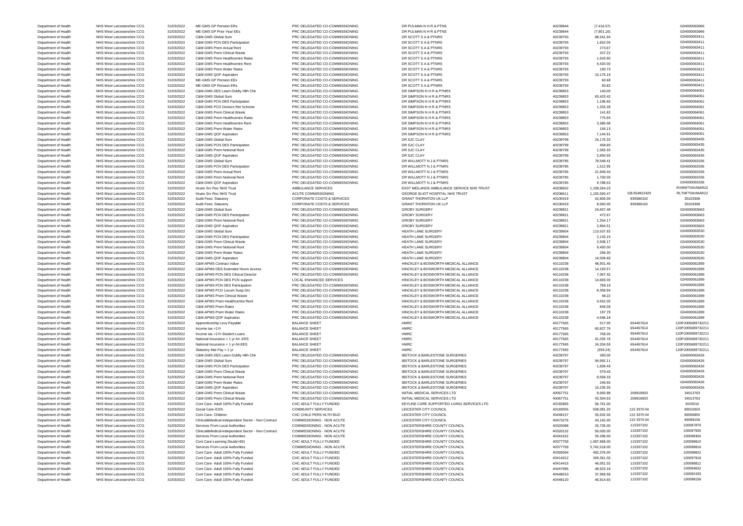| | | | | | | | | | |
|---|---|---|---|---|---|---|---|---|---|
| Department of Health | NHS West Leicestershire CCG | 31/03/2022 | ME-GMS GP Pension ERs | PRC DELEGATED CO-COMMISSIONING | DR PULMAN N H R & PTNS | 40239844 | (7,416.57) | | G04000063966 |
| Department of Health | NHS West Leicestershire CCG | 31/03/2022 | ME-GMS GP Prior Year EEs | PRC DELEGATED CO-COMMISSIONING | DR PULMAN N H R & PTNS | 40239844 | (7,801.16) | | G04000063966 |
| Department of Health | NHS West Leicestershire CCG | 31/03/2022 | C&M-GMS Global Sum | PRC DELEGATED CO-COMMISSIONING | DR SCOTT S A & PTNRS | 40239793 | 88,541.94 | | G04000063411 |
| Department of Health | NHS West Leicestershire CCG | 31/03/2022 | C&M-GMS PCN DES Participation | PRC DELEGATED CO-COMMISSIONING | DR SCOTT S A & PTNRS | 40239793 | 1,652.00 | | G04000063411 |
| Department of Health | NHS West Leicestershire CCG | 31/03/2022 | C&M-GMS Prem Actual Rent | PRC DELEGATED CO-COMMISSIONING | DR SCOTT S A & PTNRS | 40239793 | 273.67 | | G04000063411 |
| Department of Health | NHS West Leicestershire CCG | 31/03/2022 | C&M-GMS Prem Clinical Waste | PRC DELEGATED CO-COMMISSIONING | DR SCOTT S A & PTNRS | 40239793 | 207.22 | | G04000063411 |
| Department of Health | NHS West Leicestershire CCG | 31/03/2022 | C&M-GMS Prem Healthcentre Rates | PRC DELEGATED CO-COMMISSIONING | DR SCOTT S A & PTNRS | 40239793 | 1,503.90 | | G04000063411 |
| Department of Health | NHS West Leicestershire CCG | 31/03/2022 | C&M-GMS Prem Healthcentre Rent | PRC DELEGATED CO-COMMISSIONING | DR SCOTT S A & PTNRS | 40239793 | 9,420.00 | | G04000063411 |
| Department of Health | NHS West Leicestershire CCG | 31/03/2022 | C&M-GMS Prem Water Rates | PRC DELEGATED CO-COMMISSIONING | DR SCOTT S A & PTNRS | 40239793 | 190.73 | | G04000063411 |
| Department of Health | NHS West Leicestershire CCG | 31/03/2022 | C&M-GMS QOF Aspiration | PRC DELEGATED CO-COMMISSIONING | DR SCOTT S A & PTNRS | 40239793 | 10,176.19 | | G04000063411 |
| Department of Health | NHS West Leicestershire CCG | 31/03/2022 | ME-GMS GP Pension EEs | PRC DELEGATED CO-COMMISSIONING | DR SCOTT S A & PTNRS | 40239793 | 60.68 | | G04000063411 |
| Department of Health | NHS West Leicestershire CCG | 31/03/2022 | ME-GMS GP Pension ERs | PRC DELEGATED CO-COMMISSIONING | DR SCOTT S A & PTNRS | 40239793 | 93.82 | | G04000063411 |
| Department of Health | NHS West Leicestershire CCG | 31/03/2022 | C&M-GMS DES Learn Dsblty Hlth Chk | PRC DELEGATED CO-COMMISSIONING | DR SIMPSON N H R & PTNRS | 40239853 | 140.00 | | G04000064061 |
| Department of Health | NHS West Leicestershire CCG | 31/03/2022 | C&M-GMS Global Sum | PRC DELEGATED CO-COMMISSIONING | DR SIMPSON N H R & PTNRS | 40239853 | 63,423.42 | | G04000064061 |
| Department of Health | NHS West Leicestershire CCG | 31/03/2022 | C&M-GMS PCN DES Participation | PRC DELEGATED CO-COMMISSIONING | DR SIMPSON N H R & PTNRS | 40239853 | 1,196.60 | | G04000064061 |
| Department of Health | NHS West Leicestershire CCG | 31/03/2022 | C&M-GMS PCO Doctors Ret Scheme | PRC DELEGATED CO-COMMISSIONING | DR SIMPSON N H R & PTNRS | 40239853 | 1,333.28 | | G04000064061 |
| Department of Health | NHS West Leicestershire CCG | 31/03/2022 | C&M-GMS Prem Clinical Waste | PRC DELEGATED CO-COMMISSIONING | DR SIMPSON N H R & PTNRS | 40239853 | 141.82 | | G04000064061 |
| Department of Health | NHS West Leicestershire CCG | 31/03/2022 | C&M-GMS Prem Healthcentre Rates | PRC DELEGATED CO-COMMISSIONING | DR SIMPSON N H R & PTNRS | 40239853 | 775.94 | | G04000064061 |
| Department of Health | NHS West Leicestershire CCG | 31/03/2022 | C&M-GMS Prem Healthcentre Rent | PRC DELEGATED CO-COMMISSIONING | DR SIMPSON N H R & PTNRS | 40239853 | 3,380.08 | | G04000064061 |
| Department of Health | NHS West Leicestershire CCG | 31/03/2022 | C&M-GMS Prem Water Rates | PRC DELEGATED CO-COMMISSIONING | DR SIMPSON N H R & PTNRS | 40239853 | 156.13 | | G04000064061 |
| Department of Health | NHS West Leicestershire CCG | 31/03/2022 | C&M-GMS QOF Aspiration | PRC DELEGATED CO-COMMISSIONING | DR SIMPSON N H R & PTNRS | 40239853 | 7,144.91 | | G04000064061 |
| Department of Health | NHS West Leicestershire CCG | 31/03/2022 | C&M-GMS Global Sum | PRC DELEGATED CO-COMMISSIONING | DR SJC CLAY | 40239799 | 24,175.33 | | G04000063435 |
| Department of Health | NHS West Leicestershire CCG | 31/03/2022 | C&M-GMS PCN DES Participation | PRC DELEGATED CO-COMMISSIONING | DR SJC CLAY | 40239799 | 458.60 | | G04000063435 |
| Department of Health | NHS West Leicestershire CCG | 31/03/2022 | C&M-GMS Prem Notional Rent | PRC DELEGATED CO-COMMISSIONING | DR SJC CLAY | 40239799 | 1,583.33 | | G04000063435 |
| Department of Health | NHS West Leicestershire CCG | 31/03/2022 | C&M-GMS QOF Aspiration | PRC DELEGATED CO-COMMISSIONING | DR SJC CLAY | 40239799 | 2,650.55 | | G04000063435 |
| Department of Health | NHS West Leicestershire CCG | 31/03/2022 | C&M-GMS Global Sum | PRC DELEGATED CO-COMMISSIONING | DR WILLMOTT N J & PTNRS | 40239785 | 79,549.41 | | G04000063336 |
| Department of Health | NHS West Leicestershire CCG | 31/03/2022 | C&M-GMS PCN DES Participation | PRC DELEGATED CO-COMMISSIONING | DR WILLMOTT N J & PTNRS | 40239785 | 1,512.95 | | G04000063336 |
| Department of Health | NHS West Leicestershire CCG | 31/03/2022 | C&M-GMS Prem Actual Rent | PRC DELEGATED CO-COMMISSIONING | DR WILLMOTT N J & PTNRS | 40239785 | 21,949.44 | | G04000063336 |
| Department of Health | NHS West Leicestershire CCG | 31/03/2022 | C&M-GMS Prem Notional Rent | PRC DELEGATED CO-COMMISSIONING | DR WILLMOTT N J & PTNRS | 40239785 | 1,700.00 | | G04000063336 |
| Department of Health | NHS West Leicestershire CCG | 31/03/2022 | C&M-GMS QOF Aspiration | PRC DELEGATED CO-COMMISSIONING | DR WILLMOTT N J & PTNRS | 40239785 | 9,788.53 | | G04000063336 |
| Department of Health | NHS West Leicestershire CCG | 31/03/2022 | Hcare Srv Rec NHS Trust | AMBULANCE SERVICES | EAST MIDLANDS AMBULANCE SERVICE NHS TRUST | 40208602 | 1,158,264.23 | | RX9NFT04VMAR22 |
| Department of Health | NHS West Leicestershire CCG | 31/03/2022 | Hcare Srv Rec NHS Trust | ACUTE COMMISSIONING | GEORGE ELIOT HOSPITAL NHS TRUST | 40208611 | 1,155,593.47 | GB 654922420 | RLTNFT04VMAR22 |
| Department of Health | NHS West Leicestershire CCG | 31/03/2022 | Audit Fees: Statutory | CORPORATE COSTS & SERVICES | GRANT THORNTON UK LLP | 40100419 | 42,800.00 | 835586102 | 30103308 |
| Department of Health | NHS West Leicestershire CCG | 31/03/2022 | Audit Fees: Statutory | CORPORATE COSTS & SERVICES | GRANT THORNTON UK LLP | 40100419 | 8,560.00 | 835586102 | 30103308 |
| Department of Health | NHS West Leicestershire CCG | 31/03/2022 | C&M-GMS Global Sum | PRC DELEGATED CO-COMMISSIONING | GROBY SURGERY | 40239821 | 24,657.48 | | G04000063663 |
| Department of Health | NHS West Leicestershire CCG | 31/03/2022 | C&M-GMS PCN DES Participation | PRC DELEGATED CO-COMMISSIONING | GROBY SURGERY | 40239821 | 472.67 | | G04000063663 |
| Department of Health | NHS West Leicestershire CCG | 31/03/2022 | C&M-GMS Prem Notional Rent | PRC DELEGATED CO-COMMISSIONING | GROBY SURGERY | 40239821 | 1,354.17 | | G04000063663 |
| Department of Health | NHS West Leicestershire CCG | 31/03/2022 | C&M-GMS QOF Aspiration | PRC DELEGATED CO-COMMISSIONING | GROBY SURGERY | 40239821 | 2,864.51 | | G04000063663 |
| Department of Health | NHS West Leicestershire CCG | 31/03/2022 | C&M-GMS Global Sum | PRC DELEGATED CO-COMMISSIONING | HEATH LANE SURGERY | 40239804 | 113,537.92 | | G04000063530 |
| Department of Health | NHS West Leicestershire CCG | 31/03/2022 | C&M-GMS PCN DES Participation | PRC DELEGATED CO-COMMISSIONING | HEATH LANE SURGERY | 40239804 | 2,143.15 | | G04000063530 |
| Department of Health | NHS West Leicestershire CCG | 31/03/2022 | C&M-GMS Prem Clinical Waste | PRC DELEGATED CO-COMMISSIONING | HEATH LANE SURGERY | 40239804 | 2,508.17 | | G04000063530 |
| Department of Health | NHS West Leicestershire CCG | 31/03/2022 | C&M-GMS Prem Notional Rent | PRC DELEGATED CO-COMMISSIONING | HEATH LANE SURGERY | 40239804 | 9,450.00 | | G04000063530 |
| Department of Health | NHS West Leicestershire CCG | 31/03/2022 | C&M-GMS Prem Water Rates | PRC DELEGATED CO-COMMISSIONING | HEATH LANE SURGERY | 40239804 | 266.30 | | G04000063530 |
| Department of Health | NHS West Leicestershire CCG | 31/03/2022 | C&M-GMS QOF Aspiration | PRC DELEGATED CO-COMMISSIONING | HEATH LANE SURGERY | 40239804 | 14,509.69 | | G04000063530 |
| Department of Health | NHS West Leicestershire CCG | 31/03/2022 | C&M-APMS Contract Value | PRC DELEGATED CO-COMMISSIONING | HINCKLEY & BOSWORTH MEDICAL ALLIANCE | 40110238 | 48,501.45 | | G04000061899 |
| Department of Health | NHS West Leicestershire CCG | 31/03/2022 | C&M-APMS DES Extended Hours Access | PRC DELEGATED CO-COMMISSIONING | HINCKLEY & BOSWORTH MEDICAL ALLIANCE | 40110238 | 14,193.57 | | G04000061899 |
| Department of Health | NHS West Leicestershire CCG | 31/03/2022 | C&M-APMS PCN DES Clinical Director | PRC DELEGATED CO-COMMISSIONING | HINCKLEY & BOSWORTH MEDICAL ALLIANCE | 40110238 | 7,067.42 | | G04000061899 |
| Department of Health | NHS West Leicestershire CCG | 31/03/2022 | C&M-APMS PCN DES PCN support | LOCAL ENHANCED SERVICES | HINCKLEY & BOSWORTH MEDICAL ALLIANCE | 40110238 | 14,683.00 | | G04000061899 |
| Department of Health | NHS West Leicestershire CCG | 31/03/2022 | C&M-APMS PCN DES Participation | PRC DELEGATED CO-COMMISSIONING | HINCKLEY & BOSWORTH MEDICAL ALLIANCE | 40110238 | 789.19 | | G04000061899 |
| Department of Health | NHS West Leicestershire CCG | 31/03/2022 | C&M-APMS PCO Locum Susp Drs | PRC DELEGATED CO-COMMISSIONING | HINCKLEY & BOSWORTH MEDICAL ALLIANCE | 40110238 | 8,358.94 | | G04000061899 |
| Department of Health | NHS West Leicestershire CCG | 31/03/2022 | C&M-APMS Prem Clinical Waste | PRC DELEGATED CO-COMMISSIONING | HINCKLEY & BOSWORTH MEDICAL ALLIANCE | 40110238 | 48.22 | | G04000061899 |
| Department of Health | NHS West Leicestershire CCG | 31/03/2022 | C&M-APMS Prem Healthcentre Rent | PRC DELEGATED CO-COMMISSIONING | HINCKLEY & BOSWORTH MEDICAL ALLIANCE | 40110238 | 4,552.00 | | G04000061899 |
| Department of Health | NHS West Leicestershire CCG | 31/03/2022 | C&M-APMS Prem Rates | PRC DELEGATED CO-COMMISSIONING | HINCKLEY & BOSWORTH MEDICAL ALLIANCE | 40110238 | 846.09 | | G04000061899 |
| Department of Health | NHS West Leicestershire CCG | 31/03/2022 | C&M-APMS Prem Water Rates | PRC DELEGATED CO-COMMISSIONING | HINCKLEY & BOSWORTH MEDICAL ALLIANCE | 40110238 | 197.79 | | G04000061899 |
| Department of Health | NHS West Leicestershire CCG | 31/03/2022 | C&M-APMS QOF Aspiration | PRC DELEGATED CO-COMMISSIONING | HINCKLEY & BOSWORTH MEDICAL ALLIANCE | 40110238 | 4,546.18 | | G04000061899 |
| Department of Health | NHS West Leicestershire CCG | 31/03/2022 | Apprenticeship Levy Payable | BALANCE SHEET | HMRC | 40177565 | 517.00 | 654457614 | 120PJ005699732211 |
| Department of Health | NHS West Leicestershire CCG | 31/03/2022 | Income tax <1Yr | BALANCE SHEET | HMRC | 40177565 | 60,827.76 | 654457614 | 120PJ005699732211 |
| Department of Health | NHS West Leicestershire CCG | 31/03/2022 | Income tax <1Yr-Student Loans | BALANCE SHEET | HMRC | 40177565 | 766.00 | 654457614 | 120PJ005699732211 |
| Department of Health | NHS West Leicestershire CCG | 31/03/2022 | National Insurance < 1 yr-NI- ERS | BALANCE SHEET | HMRC | 40177565 | 41,035.76 | 654457614 | 120PJ005699732211 |
| Department of Health | NHS West Leicestershire CCG | 31/03/2022 | National Insurance < 1 yr-NI-EES | BALANCE SHEET | HMRC | 40177565 | 24,334.59 | 654457614 | 120PJ005699732211 |
| Department of Health | NHS West Leicestershire CCG | 31/03/2022 | Statutory Mat Pay < 1 yr | BALANCE SHEET | HMRC | 40177565 | (559.24) | 654457614 | 120PJ005699732211 |
| Department of Health | NHS West Leicestershire CCG | 31/03/2022 | C&M-GMS DES Learn Dsblty Hlth Chk | PRC DELEGATED CO-COMMISSIONING | IBSTOCK & BARLESTONE SURGERIES | 40239797 | 280.00 | | G04000063426 |
| Department of Health | NHS West Leicestershire CCG | 31/03/2022 | C&M-GMS Global Sum | PRC DELEGATED CO-COMMISSIONING | IBSTOCK & BARLESTONE SURGERIES | 40239797 | 94,992.11 | | G04000063426 |
| Department of Health | NHS West Leicestershire CCG | 31/03/2022 | C&M-GMS PCN DES Participation | PRC DELEGATED CO-COMMISSIONING | IBSTOCK & BARLESTONE SURGERIES | 40239797 | 1,839.43 | | G04000063426 |
| Department of Health | NHS West Leicestershire CCG | 31/03/2022 | C&M-GMS Prem Clinical Waste | PRC DELEGATED CO-COMMISSIONING | IBSTOCK & BARLESTONE SURGERIES | 40239797 | 579.43 | | G04000063426 |
| Department of Health | NHS West Leicestershire CCG | 31/03/2022 | C&M-GMS Prem Notional Rent | PRC DELEGATED CO-COMMISSIONING | IBSTOCK & BARLESTONE SURGERIES | 40239797 | 8,558.33 | | G04000063426 |
| Department of Health | NHS West Leicestershire CCG | 31/03/2022 | C&M-GMS Prem Water Rates | PRC DELEGATED CO-COMMISSIONING | IBSTOCK & BARLESTONE SURGERIES | 40239797 | 246.50 | | G04000063426 |
| Department of Health | NHS West Leicestershire CCG | 31/03/2022 | C&M-GMS QOF Aspiration | PRC DELEGATED CO-COMMISSIONING | IBSTOCK & BARLESTONE SURGERIES | 40239797 | 10,235.35 | | G04000063426 |
| Department of Health | NHS West Leicestershire CCG | 31/03/2022 | C&M-GMS Prem Clinical Waste | PRC DELEGATED CO-COMMISSIONING | INITIAL MEDICAL SERVICES LTD | 40067751 | 8,660.98 | 209918933 | 34013763 |
| Department of Health | NHS West Leicestershire CCG | 31/03/2022 | C&M-GMS Prem Clinical Waste | PRC DELEGATED CO-COMMISSIONING | INITIAL MEDICAL SERVICES LTD | 40067751 | 43,304.53 | 209918933 | 34013763 |
| Department of Health | NHS West Leicestershire CCG | 31/03/2022 | Cont Care- Adult 100% Fully Funded | CHC ADULT FULLY FUNDED | KEYLINE CARE SUPPORTED LIVING SERVICES LTD | 40182865 | 56,761.00 | | INV0016 |
| Department of Health | NHS West Leicestershire CCG | 31/03/2022 | Social Care-ICES | COMMUNITY SERVICES | LEICESTER CITY COUNCIL | 40183055 | 508,081.20 | 115 3370 04 | 89010503 |
| Department of Health | NHS West Leicestershire CCG | 31/03/2022 | Cont Care- Children | CHC CHILD PERS HLTH BUD | LEICESTER CITY COUNCIL | 40448157 | 55,632.00 | 115 3370 04 | 89056855 |
| Department of Health | NHS West Leicestershire CCG | 31/03/2022 | Clinical&Medical-Independent Sector - Non Contract | COMMISSIONING - NON ACUTE | LEICESTER CITY COUNCIL | 40473276 | 43,162.00 | 115 3370 04 | 89099106 |
| Department of Health | NHS West Leicestershire CCG | 31/03/2022 | Services From Local Authorities | COMMISSIONING - NON ACUTE | LEICESTERSHIRE COUNTY COUNCIL | 40320088 | 25,735.00 | 115337102 | 100087879 |
| Department of Health | NHS West Leicestershire CCG | 31/03/2022 | Clinical&Medical-Independent Sector - Non Contract | COMMISSIONING - NON ACUTE | LEICESTERSHIRE COUNTY COUNCIL | 40320132 | 50,000.00 | 115337102 | 100097505 |
| Department of Health | NHS West Leicestershire CCG | 31/03/2022 | Services From Local Authorities | COMMISSIONING - NON ACUTE | LEICESTERSHIRE COUNTY COUNCIL | 40341622 | 55,296.00 | 115337102 | 100098304 |
| Department of Health | NHS West Leicestershire CCG | 31/03/2022 | Cont Care-Learning Disab(<65) | CHC ADULT FULLY FUNDED | LEICESTERSHIRE COUNTY COUNCIL | 40377759 | 1,087,968.00 | 115337102 | 100098810 |
| Department of Health | NHS West Leicestershire CCG | 31/03/2022 | Services From Local Authorities | COMMISSIONING - NON ACUTE | LEICESTERSHIRE COUNTY COUNCIL | 40377769 | 3,742,518.00 | 115337102 | 100098816 |
| Department of Health | NHS West Leicestershire CCG | 31/03/2022 | Cont Care- Adult 100% Fully Funded | CHC ADULT FULLY FUNDED | LEICESTERSHIRE COUNTY COUNCIL | 40393094 | 482,376.00 | 115337102 | 100098822 |
| Department of Health | NHS West Leicestershire CCG | 31/03/2022 | Cont Care- Adult 100% Fully Funded | CHC ADULT FULLY FUNDED | LEICESTERSHIRE COUNTY COUNCIL | 40414312 | 269,361.00 | 115337102 | 100097919 |
| Department of Health | NHS West Leicestershire CCG | 31/03/2022 | Cont Care- Adult 100% Fully Funded | CHC ADULT FULLY FUNDED | LEICESTERSHIRE COUNTY COUNCIL | 40414415 | 46,051.02 | 115337102 | 100098812 |
| Department of Health | NHS West Leicestershire CCG | 31/03/2022 | Cont Care- Adult 100% Fully Funded | CHC ADULT FULLY FUNDED | LEICESTERSHIRE COUNTY COUNCIL | 40447995 | 48,923.18 | 115337102 | 100094632 |
| Department of Health | NHS West Leicestershire CCG | 31/03/2022 | Cont Care- Adult 100% Fully Funded | CHC ADULT FULLY FUNDED | LEICESTERSHIRE COUNTY COUNCIL | 40448010 | 37,969.58 | 115337102 | 100092433 |
| Department of Health | NHS West Leicestershire CCG | 31/03/2022 | Cont Care- Adult 100% Fully Funded | CHC ADULT FULLY FUNDED | LEICESTERSHIRE COUNTY COUNCIL | 40448120 | 46,814.60 | 115337102 | 100098158 |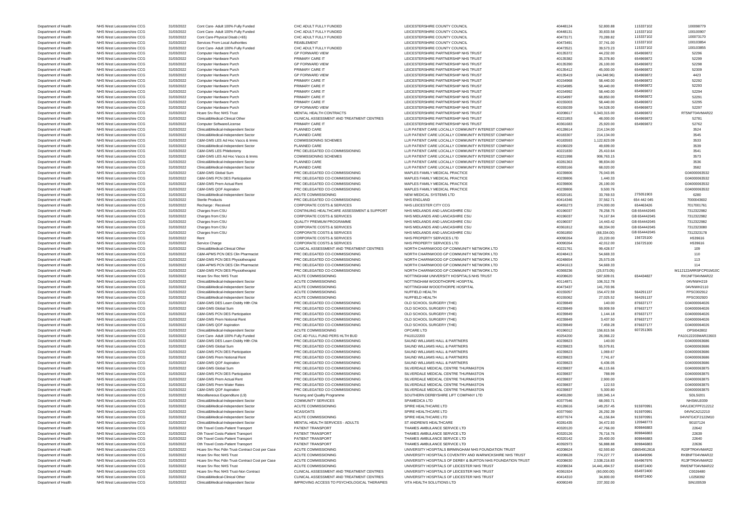| | | | | | | | | | |
|---|---|---|---|---|---|---|---|---|---|
| Department of Health | NHS West Leicestershire CCG | 31/03/2022 | Cont Care- Adult 100% Fully Funded | CHC ADULT FULLY FUNDED | LEICESTERSHIRE COUNTY COUNCIL | 40448124 | 52,800.88 | 115337102 | 100098779 |
| Department of Health | NHS West Leicestershire CCG | 31/03/2022 | Cont Care- Adult 100% Fully Funded | CHC ADULT FULLY FUNDED | LEICESTERSHIRE COUNTY COUNCIL | 40448131 | 30,833.58 | 115337102 | 100100907 |
| Department of Health | NHS West Leicestershire CCG | 31/03/2022 | Cont Care-Physical Disab (<65) | CHC ADULT FULLY FUNDED | LEICESTERSHIRE COUNTY COUNCIL | 40473171 | 70,289.82 | 115337102 | 100073170 |
| Department of Health | NHS West Leicestershire CCG | 31/03/2022 | Services From Local Authorities | REABLEMENT | LEICESTERSHIRE COUNTY COUNCIL | 40473491 | 37,741.00 | 115337102 | 100103854 |
| Department of Health | NHS West Leicestershire CCG | 31/03/2022 | Cont Care- Adult 100% Fully Funded | CHC ADULT FULLY FUNDED | LEICESTERSHIRE COUNTY COUNCIL | 40473521 | 39,573.23 | 115337102 | 100103855 |
| Department of Health | NHS West Leicestershire CCG | 31/03/2022 | Computer Hardware Purch | GP FORWARD VIEW | LEICESTERSHIRE PARTNERSHIP NHS TRUST | 40135372 | 44,232.00 | 654969872 | 52296 |
| Department of Health | NHS West Leicestershire CCG | 31/03/2022 | Computer Hardware Purch | PRIMARY CARE IT | LEICESTERSHIRE PARTNERSHIP NHS TRUST | 40135382 | 35,378.80 | 654969872 | 52299 |
| Department of Health | NHS West Leicestershire CCG | 31/03/2022 | Computer Hardware Purch | GP FORWARD VIEW | LEICESTERSHIRE PARTNERSHIP NHS TRUST | 40135390 | 26,100.00 | 654969872 | 52298 |
| Department of Health | NHS West Leicestershire CCG | 31/03/2022 | Computer Hardware Purch | PRIMARY CARE IT | LEICESTERSHIRE PARTNERSHIP NHS TRUST | 40135412 | 45,000.00 | 654969872 | 52309 |
| Department of Health | NHS West Leicestershire CCG | 31/03/2022 | Computer Hardware Purch | GP FORWARD VIEW | LEICESTERSHIRE PARTNERSHIP NHS TRUST | 40135419 | (44,348.96) | 654969872 | 4423 |
| Department of Health | NHS West Leicestershire CCG | 31/03/2022 | Computer Hardware Purch | PRIMARY CARE IT | LEICESTERSHIRE PARTNERSHIP NHS TRUST | 40154968 | 58,440.00 | 654969872 | 52292 |
| Department of Health | NHS West Leicestershire CCG | 31/03/2022 | Computer Hardware Purch | PRIMARY CARE IT | LEICESTERSHIRE PARTNERSHIP NHS TRUST | 40154985 | 58,440.00 | 654969872 | 52293 |
| Department of Health | NHS West Leicestershire CCG | 31/03/2022 | Computer Hardware Purch | PRIMARY CARE IT | LEICESTERSHIRE PARTNERSHIP NHS TRUST | 40154992 | 58,440.00 | 654969872 | 52294 |
| Department of Health | NHS West Leicestershire CCG | 31/03/2022 | Computer Hardware Purch | PRIMARY CARE IT | LEICESTERSHIRE PARTNERSHIP NHS TRUST | 40154997 | 68,850.00 | 654969872 | 52291 |
| Department of Health | NHS West Leicestershire CCG | 31/03/2022 | Computer Hardware Purch | PRIMARY CARE IT | LEICESTERSHIRE PARTNERSHIP NHS TRUST | 40155003 | 58,440.00 | 654969872 | 52295 |
| Department of Health | NHS West Leicestershire CCG | 31/03/2022 | Computer Hardware Purch | GP FORWARD VIEW | LEICESTERSHIRE PARTNERSHIP NHS TRUST | 40155039 | 54,528.00 | 654969872 | 52297 |
| Department of Health | NHS West Leicestershire CCG | 31/03/2022 | Hcare Srv Rec NHS Trust | MENTAL HEALTH CONTRACTS | LEICESTERSHIRE PARTNERSHIP NHS TRUST | 40208617 | 6,343,315.00 | 654969872 | RT5NFT04VMAR22 |
| Department of Health | NHS West Leicestershire CCG | 31/03/2022 | Clinical&Medical-Clinical Other | CLINICAL ASSESSMENT AND TREATMENT CENTRES | LEICESTERSHIRE PARTNERSHIP NHS TRUST | 40221853 | 48,000.00 | 654969872 | 52781 |
| Department of Health | NHS West Leicestershire CCG | 31/03/2022 | Computer Software/License | PRIMARY CARE IT | LEICESTERSHIRE PARTNERSHIP NHS TRUST | 40361683 | 25,920.00 | 654969872 | 52762 |
| Department of Health | NHS West Leicestershire CCG | 31/03/2022 | Clinical&Medical-Independent Sector | PLANNED CARE | LLR PATIENT CARE LOCALLY COMMUNITY INTEREST COMPANY | 40128614 | 214,134.00 | | 3524 |
| Department of Health | NHS West Leicestershire CCG | 31/03/2022 | Clinical&Medical-Independent Sector | PLANNED CARE | LLR PATIENT CARE LOCALLY COMMUNITY INTEREST COMPANY | 40183307 | 214,134.00 | | 3545 |
| Department of Health | NHS West Leicestershire CCG | 31/03/2022 | C&M-GMS LES Ad Hoc Vaccs & Imms | COMMISSIONING SCHEMES | LLR PATIENT CARE LOCALLY COMMUNITY INTEREST COMPANY | 40183593 | 1,122,823.09 | | 3533 |
| Department of Health | NHS West Leicestershire CCG | 31/03/2022 | Clinical&Medical-Independent Sector | PLANNED CARE | LLR PATIENT CARE LOCALLY COMMUNITY INTEREST COMPANY | 40196029 | 49,699.00 | | 3539 |
| Department of Health | NHS West Leicestershire CCG | 31/03/2022 | C&M-GMS LES Phlebotomy | PRC DELEGATED CO-COMMISSIONING | LLR PATIENT CARE LOCALLY COMMUNITY INTEREST COMPANY | 40221830 | 25,410.64 | | 3541 |
| Department of Health | NHS West Leicestershire CCG | 31/03/2022 | C&M-GMS LES Ad Hoc Vaccs & Imms | COMMISSIONING SCHEMES | LLR PATIENT CARE LOCALLY COMMUNITY INTEREST COMPANY | 40221998 | 906,763.15 | | 3573 |
| Department of Health | NHS West Leicestershire CCG | 31/03/2022 | Clinical&Medical-Independent Sector | PLANNED CARE | LLR PATIENT CARE LOCALLY COMMUNITY INTEREST COMPANY | 40281363 | 98,834.00 | | 3536 |
| Department of Health | NHS West Leicestershire CCG | 31/03/2022 | Clinical&Medical-Independent Sector | PLANNED CARE | LLR PATIENT CARE LOCALLY COMMUNITY INTEREST COMPANY | 40393166 | 68,020.00 | | 3582 |
| Department of Health | NHS West Leicestershire CCG | 31/03/2022 | C&M-GMS Global Sum | PRC DELEGATED CO-COMMISSIONING | MAPLES FAMILY MEDICAL PRACTICE | 40239806 | 76,043.95 | | G04000063532 |
| Department of Health | NHS West Leicestershire CCG | 31/03/2022 | C&M-GMS PCN DES Participation | PRC DELEGATED CO-COMMISSIONING | MAPLES FAMILY MEDICAL PRACTICE | 40239806 | 1,440.33 | | G04000063532 |
| Department of Health | NHS West Leicestershire CCG | 31/03/2022 | C&M-GMS Prem Actual Rent | PRC DELEGATED CO-COMMISSIONING | MAPLES FAMILY MEDICAL PRACTICE | 40239806 | 26,190.00 | | G04000063532 |
| Department of Health | NHS West Leicestershire CCG | 31/03/2022 | C&M-GMS QOF Aspiration | PRC DELEGATED CO-COMMISSIONING | MAPLES FAMILY MEDICAL PRACTICE | 40239806 | 9,500.76 | | G04000063532 |
| Department of Health | NHS West Leicestershire CCG | 31/03/2022 | Clinical&Medical-Independent Sector | ACUTE COMMISSIONING | NEW MEDICAL SYSTEMS LTD | 40320181 | 33,769.53 | 275051903 | 6280 |
| Department of Health | NHS West Leicestershire CCG | 31/03/2022 | Sterile Products | PRC DELEGATED CO-COMMISSIONING | NHS ENGLAND | 40414346 | 37,562.71 | 654 442 045 | 7000043602 |
| Department of Health | NHS West Leicestershire CCG | 31/03/2022 | Recharge : Received | CORPORATE COSTS & SERVICES | NHS LEICESTER CITY CCG | 40455273 | 274,000.00 | 654463426 | 7017001761 |
| Department of Health | NHS West Leicestershire CCG | 31/03/2022 | Charges from CSU | CONTINUING HEALTHCARE ASSESSMENT & SUPPORT | NHS MIDLANDS AND LANCASHIRE CSU | 40196037 | 78,258.75 | GB 654442045 | 7312322982 |
| Department of Health | NHS West Leicestershire CCG | 31/03/2022 | Charges from CSU | CORPORATE COSTS & SERVICES | NHS MIDLANDS AND LANCASHIRE CSU | 40196037 | 74,167.84 | GB 654442045 | 7312322982 |
| Department of Health | NHS West Leicestershire CCG | 31/03/2022 | Charges from CSU | QUALITY PREMIUM PROGRAMME | NHS MIDLANDS AND LANCASHIRE CSU | 40196037 | 14,443.42 | GB 654442045 | 7312322982 |
| Department of Health | NHS West Leicestershire CCG | 31/03/2022 | Charges from CSU | CORPORATE COSTS & SERVICES | NHS MIDLANDS AND LANCASHIRE CSU | 40361812 | 68,334.00 | GB 654442045 | 7312323080 |
| Department of Health | NHS West Leicestershire CCG | 31/03/2022 | Charges from CSU | CORPORATE COSTS & SERVICES | NHS MIDLANDS AND LANCASHIRE CSU | 40361850 | (68,334.00) | GB 654442045 | 7312323178 |
| Department of Health | NHS West Leicestershire CCG | 31/03/2022 | Rent | CORPORATE COSTS & SERVICES | NHS PROPERTY SERVICES LTD | 40090264 | 23,220.00 | 156725100 | H539616 |
| Department of Health | NHS West Leicestershire CCG | 31/03/2022 | Service Charge | CORPORATE COSTS & SERVICES | NHS PROPERTY SERVICES LTD | 40090264 | 42,012.00 | 156725100 | H539616 |
| Department of Health | NHS West Leicestershire CCG | 31/03/2022 | Clinical&Medical-Clinical Other | CLINICAL ASSESSMENT AND TREATMENT CENTRES | NORTH CHARNWOOD GP COMMUNITY NETWORK LTD | 40221761 | 99,428.57 | | 109 |
| Department of Health | NHS West Leicestershire CCG | 31/03/2022 | C&M-APMS PCN DES Clin Pharmacist | PRC DELEGATED CO-COMMISSIONING | NORTH CHARNWOOD GP COMMUNITY NETWORK LTD | 40248413 | 54,669.33 | | 110 |
| Department of Health | NHS West Leicestershire CCG | 31/03/2022 | C&M-GMS PCN DES Physiotherapist | PRC DELEGATED CO-COMMISSIONING | NORTH CHARNWOOD GP COMMUNITY NETWORK LTD | 40248654 | 25,573.05 | | 113 |
| Department of Health | NHS West Leicestershire CCG | 31/03/2022 | C&M-APMS PCN DES Clin Pharmacist | PRC DELEGATED CO-COMMISSIONING | NORTH CHARNWOOD GP COMMUNITY NETWORK LTD | 40341613 | 54,669.33 | | 114 |
| Department of Health | NHS West Leicestershire CCG | 31/03/2022 | C&M-GMS PCN DES Physiotherapist | PRC DELEGATED CO-COMMISSIONING | NORTH CHARNWOOD GP COMMUNITY NETWORK LTD | 40369236 | (25,573.05) | | M112122ARRSFCP01M10C |
| Department of Health | NHS West Leicestershire CCG | 31/03/2022 | Hcare Srv Rec NHS Trust | ACUTE COMMISSIONING | NOTTINGHAM UNIVERSITY HOSPITALS NHS TRUST | 40208620 | 587,609.01 | 654434827 | RX1NFT04VMAR22 |
| Department of Health | NHS West Leicestershire CCG | 31/03/2022 | Clinical&Medical-Independent Sector | ACUTE COMMISSIONING | NOTTINGHAM WOODTHORPE HOSPITAL | 40114871 | 106,312.78 | | 04VNWH219 |
| Department of Health | NHS West Leicestershire CCG | 31/03/2022 | Clinical&Medical-Independent Sector | ACUTE COMMISSIONING | NOTTINGHAM WOODTHORPE HOSPITAL | 40473437 | 141,703.96 | | 04VNWH2110 |
| Department of Health | NHS West Leicestershire CCG | 31/03/2022 | Clinical&Medical-Independent Sector | ACUTE COMMISSIONING | NUFFIELD HEALTH | 40155057 | 154,472.59 | 564291137 | FPSC002912 |
| Department of Health | NHS West Leicestershire CCG | 31/03/2022 | Clinical&Medical-Independent Sector | ACUTE COMMISSIONING | NUFFIELD HEALTH | 40155062 | 27,025.52 | 564291137 | FPSC002920 |
| Department of Health | NHS West Leicestershire CCG | 31/03/2022 | C&M-GMS DES Learn Dsblty Hlth Chk | PRC DELEGATED CO-COMMISSIONING | OLD SCHOOL SURGERY (THE) | 40239849 | 140.00 | 876637177 | G04000064026 |
| Department of Health | NHS West Leicestershire CCG | 31/03/2022 | C&M-GMS Global Sum | PRC DELEGATED CO-COMMISSIONING | OLD SCHOOL SURGERY (THE) | 40239849 | 59,909.59 | 876637177 | G04000064026 |
| Department of Health | NHS West Leicestershire CCG | 31/03/2022 | C&M-GMS PCN DES Participation | PRC DELEGATED CO-COMMISSIONING | OLD SCHOOL SURGERY (THE) | 40239849 | 1,144.18 | 876637177 | G04000064026 |
| Department of Health | NHS West Leicestershire CCG | 31/03/2022 | C&M-GMS Prem Notional Rent | PRC DELEGATED CO-COMMISSIONING | OLD SCHOOL SURGERY (THE) | 40239849 | 3,437.50 | 876637177 | G04000064026 |
| Department of Health | NHS West Leicestershire CCG | 31/03/2022 | C&M-GMS QOF Aspiration | PRC DELEGATED CO-COMMISSIONING | OLD SCHOOL SURGERY (THE) | 40239849 | 7,459.28 | 876637177 | G04000064026 |
| Department of Health | NHS West Leicestershire CCG | 31/03/2022 | Clinical&Medical-Independent Sector | ACUTE COMMISSIONING | OPCARE LTD | 40196012 | 156,815.56 | 607251365 | OPSI042802 |
| Department of Health | NHS West Leicestershire CCG | 31/03/2022 | Cont Care- Adult 100% Fully Funded | CHC AD FULL FUND PERS HLTH BUD | PA10122203 | 40254200 | 26,066.22 | | PA10122203MAR22603 |
| Department of Health | NHS West Leicestershire CCG | 31/03/2022 | C&M-GMS DES Learn Dsblty Hlth Chk | PRC DELEGATED CO-COMMISSIONING | SAUND WILLIAMS HALL & PARTNERS | 40239823 | 140.00 | | G04000063686 |
| Department of Health | NHS West Leicestershire CCG | 31/03/2022 | C&M-GMS Global Sum | PRC DELEGATED CO-COMMISSIONING | SAUND WILLIAMS HALL & PARTNERS | 40239823 | 55,579.81 | | G04000063686 |
| Department of Health | NHS West Leicestershire CCG | 31/03/2022 | C&M-GMS PCN DES Participation | PRC DELEGATED CO-COMMISSIONING | SAUND WILLIAMS HALL & PARTNERS | 40239823 | 1,069.67 | | G04000063686 |
| Department of Health | NHS West Leicestershire CCG | 31/03/2022 | C&M-GMS Prem Notional Rent | PRC DELEGATED CO-COMMISSIONING | SAUND WILLIAMS HALL & PARTNERS | 40239823 | 7,741.67 | | G04000063686 |
| Department of Health | NHS West Leicestershire CCG | 31/03/2022 | C&M-GMS QOF Aspiration | PRC DELEGATED CO-COMMISSIONING | SAUND WILLIAMS HALL & PARTNERS | 40239823 | 6,436.05 | | G04000063686 |
| Department of Health | NHS West Leicestershire CCG | 31/03/2022 | C&M-GMS Global Sum | PRC DELEGATED CO-COMMISSIONING | SILVERDALE MEDICAL CENTRE THURMASTON | 40239837 | 46,115.66 | | G04000063875 |
| Department of Health | NHS West Leicestershire CCG | 31/03/2022 | C&M-GMS PCN DES Participation | PRC DELEGATED CO-COMMISSIONING | SILVERDALE MEDICAL CENTRE THURMASTON | 40239837 | 788.99 | | G04000063875 |
| Department of Health | NHS West Leicestershire CCG | 31/03/2022 | C&M-GMS Prem Actual Rent | PRC DELEGATED CO-COMMISSIONING | SILVERDALE MEDICAL CENTRE THURMASTON | 40239837 | 2,900.00 | | G04000063875 |
| Department of Health | NHS West Leicestershire CCG | 31/03/2022 | C&M-GMS Prem Water Rates | PRC DELEGATED CO-COMMISSIONING | SILVERDALE MEDICAL CENTRE THURMASTON | 40239837 | 122.53 | | G04000063875 |
| Department of Health | NHS West Leicestershire CCG | 31/03/2022 | C&M-GMS QOF Aspiration | PRC DELEGATED CO-COMMISSIONING | SILVERDALE MEDICAL CENTRE THURMASTON | 40239837 | 5,300.80 | | G04000063875 |
| Department of Health | NHS West Leicestershire CCG | 31/03/2022 | Miscellaneous Expenditure (L9) | Nursing and Quality Programme | SOUTHERN DERBYSHIRE LIFT COMPANY LTD | 40455280 | 100,345.14 | | SDLSI201 |
| Department of Health | NHS West Leicestershire CCG | 31/03/2022 | Clinical&Medical-Independent Sector | COMMUNITY SERVICES | SPAMEDICA LTD | 40377546 | 68,093.71 | | NHSWLE039 |
| Department of Health | NHS West Leicestershire CCG | 31/03/2022 | Clinical&Medical-Independent Sector | ACUTE COMMISSIONING | SPIRE HEALTHCARE LTD | 40128616 | 149,257.45 | 915970991 | 04VLEICFPP212212 |
| Department of Health | NHS West Leicestershire CCG | 31/03/2022 | Clinical&Medical-Independent Sector | NCAS/OATS | SPIRE HEALTHCARE LTD | 40377660 | 26,292.39 | 915970991 | 04VNCA212210 |
| Department of Health | NHS West Leicestershire CCG | 31/03/2022 | Clinical&Medical-Independent Sector | ACUTE COMMISSIONING | SPIRE HEALTHCARE LTD | 40377674 | 41,156.84 | 915970991 | 04VNTGICF2122M10 |
| Department of Health | NHS West Leicestershire CCG | 31/03/2022 | Clinical&Medical-Independent Sector | MENTAL HEALTH SERVICES - ADULTS | ST ANDREWS HEALTHCARE | 40281435 | 34,472.93 | 120948773 | 90107124 |
| Department of Health | NHS West Leicestershire CCG | 31/03/2022 | Oth Travel Costs-Patient Transport | PATIENT TRANSPORT | THAMES AMBULANCE SERVICE LTD | 40320120 | 47,766.00 | 809846883 | 22642 |
| Department of Health | NHS West Leicestershire CCG | 31/03/2022 | Oth Travel Costs-Patient Transport | PATIENT TRANSPORT | THAMES AMBULANCE SERVICE LTD | 40320126 | 76,716.76 | 809846883 | 22639 |
| Department of Health | NHS West Leicestershire CCG | 31/03/2022 | Oth Travel Costs-Patient Transport | PATIENT TRANSPORT | THAMES AMBULANCE SERVICE LTD | 40320142 | 29,400.00 | 809846883 | 22640 |
| Department of Health | NHS West Leicestershire CCG | 31/03/2022 | Oth Travel Costs-Patient Transport | PATIENT TRANSPORT | THAMES AMBULANCE SERVICE LTD | 40392973 | 56,888.88 | 809846883 | 22636 |
| Department of Health | NHS West Leicestershire CCG | 31/03/2022 | Hcare Srv Rec Fdtn Trust-Contract Cost per Case | ACUTE COMMISSIONING | UNIVERSITY HOSPITALS BIRMINGHAM NHS FOUNDATION TRUST | 40208624 | 62,593.60 | GB654912816 | R20FTR04VMAR22 |
| Department of Health | NHS West Leicestershire CCG | 31/03/2022 | Hcare Srv Rec NHS Trust | ACUTE COMMISSIONING | UNIVERSITY HOSPITALS COVENTRY AND WARWICKSHIRE NHS TRUST | 40208628 | 774,227.77 | 654949096 | RKBNFT04VMAR22 |
| Department of Health | NHS West Leicestershire CCG | 31/03/2022 | Hcare Srv Rec Fdtn Trust-Contract Cost per Case | ACUTE COMMISSIONING | UNIVERSITY HOSPITALS OF DERBY & BURTON NHS FOUNDATION TRUST | 40208630 | 2,538,216.83 | 654967976 | R13FTR04VMAR22 |
| Department of Health | NHS West Leicestershire CCG | 31/03/2022 | Hcare Srv Rec NHS Trust | ACUTE COMMISSIONING | UNIVERSITY HOSPITALS OF LEICESTER NHS TRUST | 40208634 | 14,441,494.57 | 654972400 | RWENFT04VMAR22 |
| Department of Health | NHS West Leicestershire CCG | 31/03/2022 | Hcare Srv Rec NHS Trust-Non Contract | CLINICAL ASSESSMENT AND TREATMENT CENTRES | UNIVERSITY HOSPITALS OF LEICESTER NHS TRUST | 40361924 | (60,000.00) | 654972400 | C0026480 |
| Department of Health | NHS West Leicestershire CCG | 31/03/2022 | Clinical&Medical-Clinical Other | CLINICAL ASSESSMENT AND TREATMENT CENTRES | UNIVERSITY HOSPITALS OF LEICESTER NHS TRUST | 40414310 | 34,800.00 | 654972400 | L0258392 |
| Department of Health | NHS West Leicestershire CCG | 31/03/2022 | Clinical&Medical-Independent Sector | IMPROVING ACCESS TO PSYCHOLOGICAL THERAPIES | VITA HEALTH SOLUTIONS LTD | 40090249 | 237,302.00 | | SIN100539 |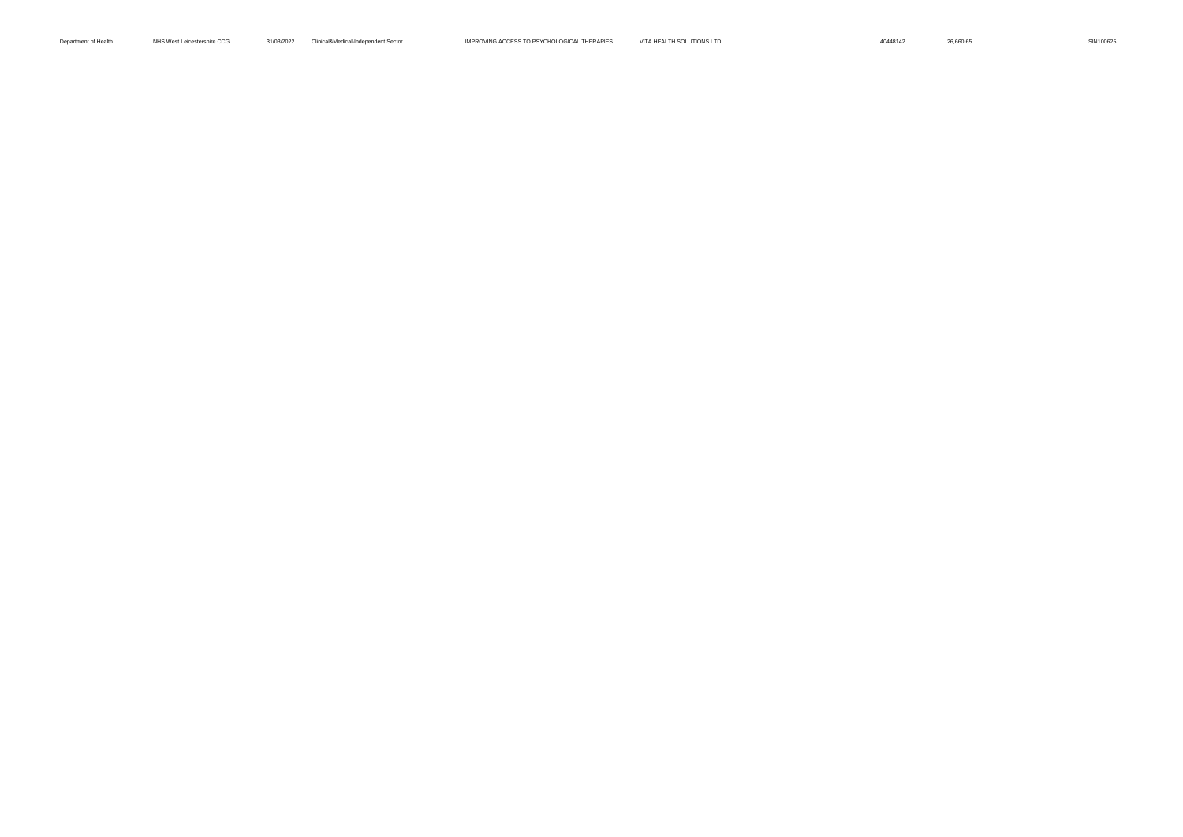| | | | | | | | | |
|---|---|---|---|---|---|---|---|---|
| Department of Health | NHS West Leicestershire CCG | 31/03/2022 | Clinical&Medical-Independent Sector | IMPROVING ACCESS TO PSYCHOLOGICAL THERAPIES | VITA HEALTH SOLUTIONS LTD | 40448142 | 26,660.65 | SIN100625 |